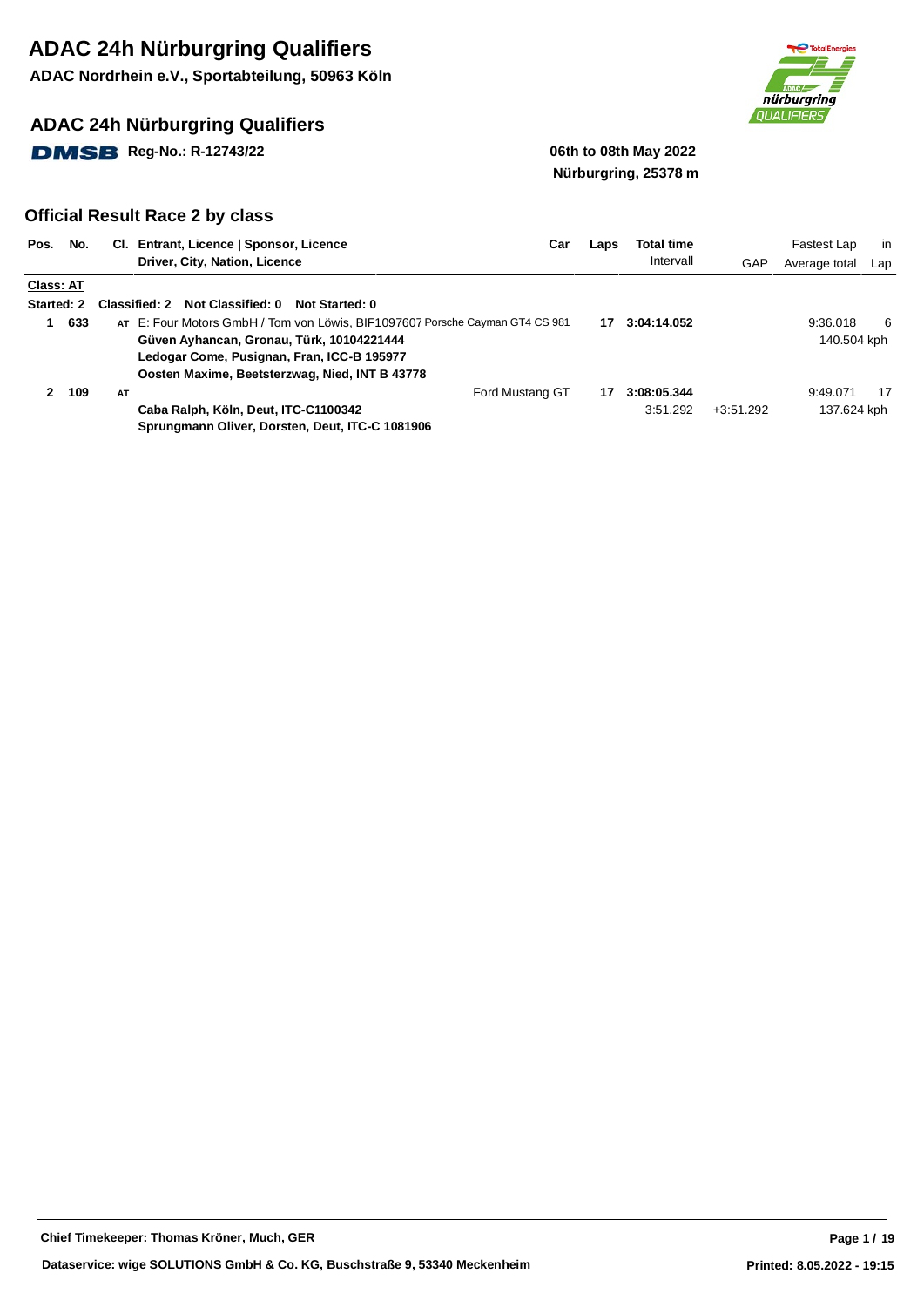# ADAC 24h Nürburgring Qualifiers

**ADAC Nordrhein e.V., Sportabteilung, 50963 Köln**

## ADAC 24h Nürburgring Qualifiers

**DMSB Reg-No.: R-12743/22**

**06th to 08th May 2022**
**Nürburgring, 25378 m**

## Official Result Race 2 by class

| Pos. | No. | Cl. | Entrant, Licence \| Sponsor, Licence / Driver, City, Nation, Licence | Car | Laps | Total time / Intervall | GAP | Fastest Lap / Average total | in Lap |
|---|---|---|---|---|---|---|---|---|---|
| **Class: AT** | | | | | | | | | |
| **Started: 2** | | | **Classified: 2 Not Classified: 0 Not Started: 0** | | | | | | |
| **1** | **633** | AT | E: Four Motors GmbH / Tom von Löwis, BIF1097607 | Porsche Cayman GT4 CS 981 | **17** | **3:04:14.052** | | 9:36.018 | 6 |
| | | | **Güven Ayhancan, Gronau, Türk, 10104221444** | | | | | 140.504 kph | |
| | | | **Ledogar Come, Pusignan, Fran, ICC-B 195977** | | | | | | |
| | | | **Oosten Maxime, Beetsterzwag, Nied, INT B 43778** | | | | | | |
| **2** | **109** | AT | | Ford Mustang GT | **17** | **3:08:05.344** | | 9:49.071 | 17 |
| | | | **Caba Ralph, Köln, Deut, ITC-C1100342** | | | 3:51.292 | +3:51.292 | 137.624 kph | |
| | | | **Sprungmann Oliver, Dorsten, Deut, ITC-C 1081906** | | | | | | |

**Chief Timekeeper: Thomas Kröner, Much, GER**

**Dataservice: wige SOLUTIONS GmbH & Co. KG, Buschstraße 9, 53340 Meckenheim**

**Printed: 8.05.2022 - 19:15**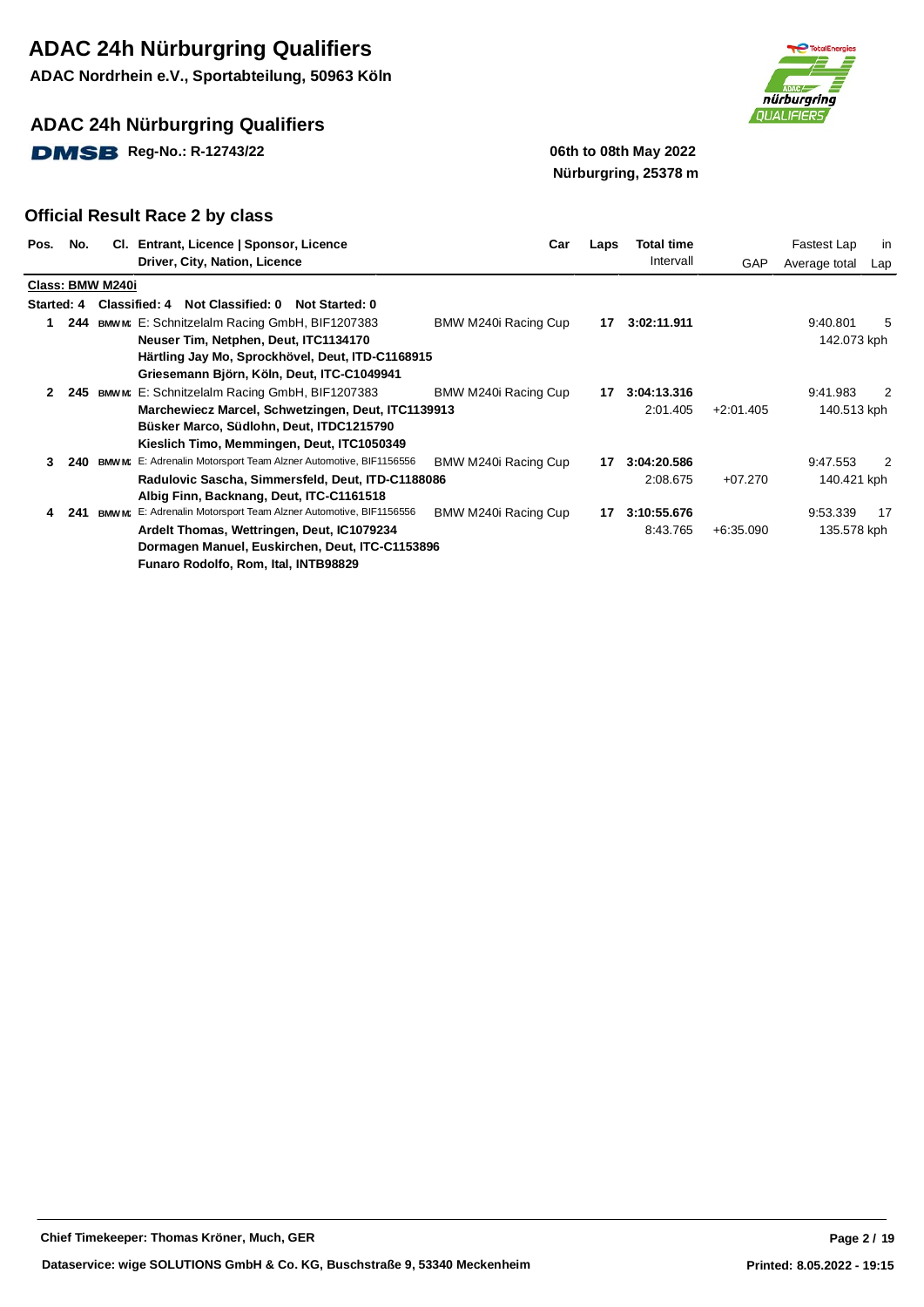# ADAC 24h Nürburgring Qualifiers

**ADAC Nordrhein e.V., Sportabteilung, 50963 Köln**

## ADAC 24h Nürburgring Qualifiers

**DMSB Reg-No.: R-12743/22**

**06th to 08th May 2022**
**Nürburgring, 25378 m**

### Official Result Race 2 by class

| Pos. | No. | Cl. | Entrant, Licence \| Sponsor, Licence / Driver, City, Nation, Licence | Car | Laps | Total time / Intervall | GAP | Fastest Lap / Average total | in Lap |
|---|---|---|---|---|---|---|---|---|---|
| **Class: BMW M240i** | | | | | | | | | |
| **Started: 4** | | | **Classified: 4 Not Classified: 0 Not Started: 0** | | | | | | |
| **1** | **244** | BMW M: | E: Schnitzelalm Racing GmbH, BIF1207383 | BMW M240i Racing Cup | **17** | **3:02:11.911** | | 9:40.801 | 5 |
| | | | **Neuser Tim, Netphen, Deut, ITC1134170** | | | | | 142.073 kph | |
| | | | **Härtling Jay Mo, Sprockhövel, Deut, ITD-C1168915** | | | | | | |
| | | | **Griesemann Björn, Köln, Deut, ITC-C1049941** | | | | | | |
| **2** | **245** | BMW M: | E: Schnitzelalm Racing GmbH, BIF1207383 | BMW M240i Racing Cup | **17** | **3:04:13.316** | | 9:41.983 | 2 |
| | | | **Marchewiecz Marcel, Schwetzingen, Deut, ITC1139913** | | | 2:01.405 | +2:01.405 | 140.513 kph | |
| | | | **Büsker Marco, Südlohn, Deut, ITDC1215790** | | | | | | |
| | | | **Kieslich Timo, Memmingen, Deut, ITC1050349** | | | | | | |
| **3** | **240** | BMW M: | E: Adrenalin Motorsport Team Alzner Automotive, BIF1156556 | BMW M240i Racing Cup | **17** | **3:04:20.586** | | 9:47.553 | 2 |
| | | | **Radulovic Sascha, Simmersfeld, Deut, ITD-C1188086** | | | 2:08.675 | +07.270 | 140.421 kph | |
| | | | **Albig Finn, Backnang, Deut, ITC-C1161518** | | | | | | |
| **4** | **241** | BMW M: | E: Adrenalin Motorsport Team Alzner Automotive, BIF1156556 | BMW M240i Racing Cup | **17** | **3:10:55.676** | | 9:53.339 | 17 |
| | | | **Ardelt Thomas, Wettringen, Deut, IC1079234** | | | 8:43.765 | +6:35.090 | 135.578 kph | |
| | | | **Dormagen Manuel, Euskirchen, Deut, ITC-C1153896** | | | | | | |
| | | | **Funaro Rodolfo, Rom, Ital, INTB98829** | | | | | | |

**Chief Timekeeper: Thomas Kröner, Much, GER**

**Dataservice: wige SOLUTIONS GmbH & Co. KG, Buschstraße 9, 53340 Meckenheim**

**Printed: 8.05.2022 - 19:15**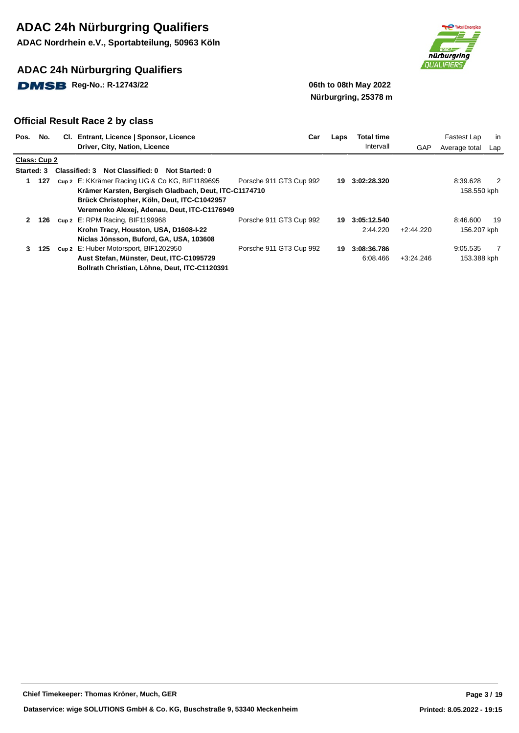# ADAC 24h Nürburgring Qualifiers

**ADAC Nordrhein e.V., Sportabteilung, 50963 Köln**

## ADAC 24h Nürburgring Qualifiers

**DMSB Reg-No.: R-12743/22**

**06th to 08th May 2022**
**Nürburgring, 25378 m**

### Official Result Race 2 by class

| Pos. | No. | Cl. | Entrant, Licence \| Sponsor, Licence / Driver, City, Nation, Licence | Car | Laps | Total time / Intervall | GAP | Fastest Lap / Average total | in Lap |
|---|---|---|---|---|---|---|---|---|---|
| **Class: Cup 2** | | | | | | | | | |
| **Started: 3** | | | **Classified: 3  Not Classified: 0  Not Started: 0** | | | | | | |
| **1** | **127** | Cup 2 | E: KKrämer Racing UG & Co KG, BIF1189695 | Porsche 911 GT3 Cup 992 | **19** | **3:02:28.320** | | 8:39.628 | 2 |
| | | | **Krämer Karsten, Bergisch Gladbach, Deut, ITC-C1174710** | | | | | 158.550 kph | |
| | | | **Brück Christopher, Köln, Deut, ITC-C1042957** | | | | | | |
| | | | **Veremenko Alexej, Adenau, Deut, ITC-C1176949** | | | | | | |
| **2** | **126** | Cup 2 | E: RPM Racing, BIF1199968 | Porsche 911 GT3 Cup 992 | **19** | **3:05:12.540** | | 8:46.600 | 19 |
| | | | **Krohn Tracy, Houston, USA, D1608-I-22** | | | 2:44.220 | +2:44.220 | 156.207 kph | |
| | | | **Niclas Jönsson, Buford, GA, USA, 103608** | | | | | | |
| **3** | **125** | Cup 2 | E: Huber Motorsport, BIF1202950 | Porsche 911 GT3 Cup 992 | **19** | **3:08:36.786** | | 9:05.535 | 7 |
| | | | **Aust Stefan, Münster, Deut, ITC-C1095729** | | | 6:08.466 | +3:24.246 | 153.388 kph | |
| | | | **Bollrath Christian, Löhne, Deut, ITC-C1120391** | | | | | | |

**Chief Timekeeper: Thomas Kröner, Much, GER**

**Dataservice: wige SOLUTIONS GmbH & Co. KG, Buschstraße 9, 53340 Meckenheim**

**Printed: 8.05.2022 - 19:15**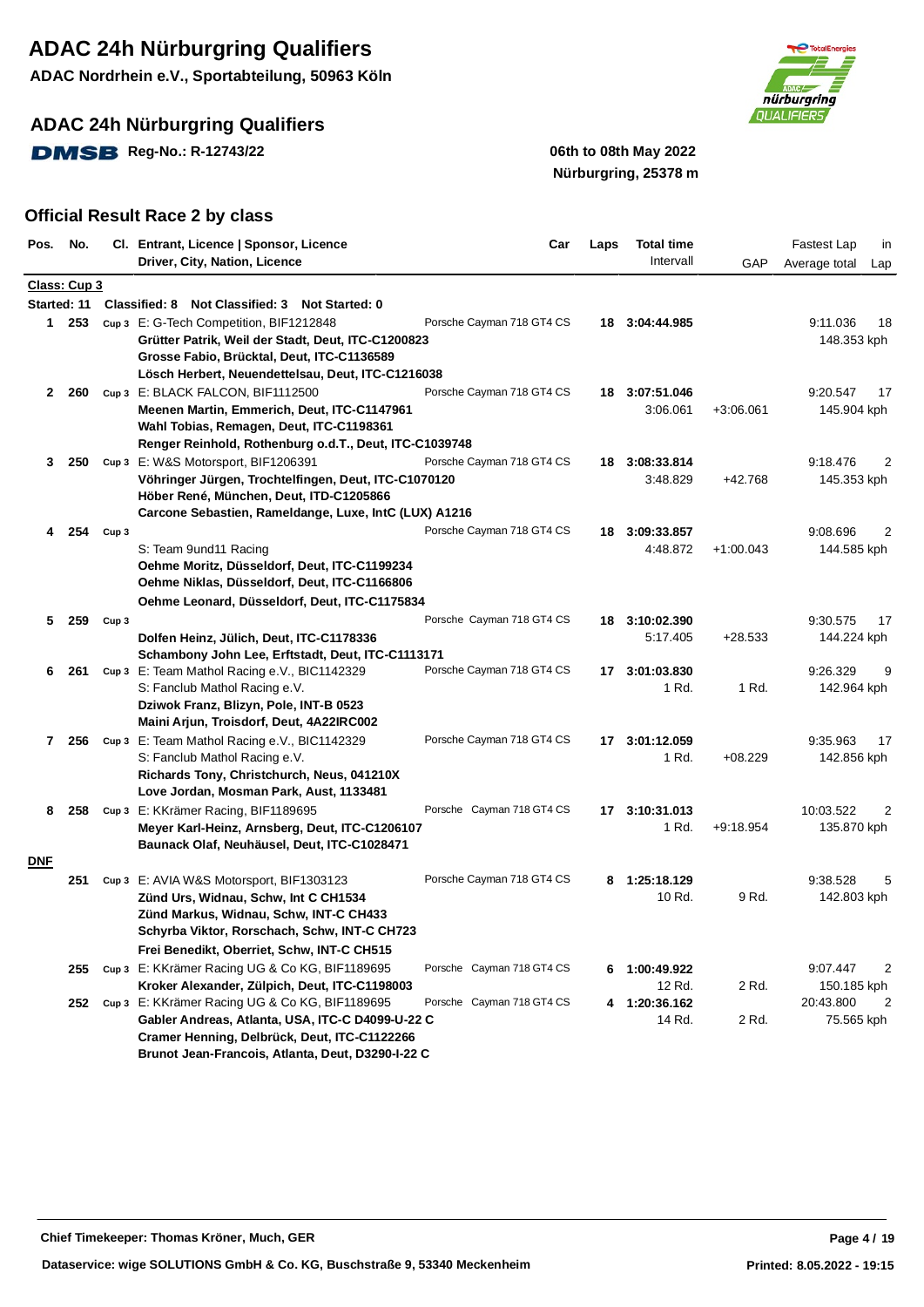# ADAC 24h Nürburgring Qualifiers

**ADAC Nordrhein e.V., Sportabteilung, 50963 Köln**

## ADAC 24h Nürburgring Qualifiers

**DMSB Reg-No.: R-12743/22**

**06th to 08th May 2022**
**Nürburgring, 25378 m**

### Official Result Race 2 by class

| Pos. | No. | Cl. | Entrant, Licence \| Sponsor, Licence / Driver, City, Nation, Licence | Car | Laps | Total time / Intervall | GAP | Fastest Lap / Average total | in Lap |
|---|---|---|---|---|---|---|---|---|---|
| **Class: Cup 3** | | | | | | | | | |
| Started: 11 | | | Classified: 8 Not Classified: 3 Not Started: 0 | | | | | | |
| 1 | 253 | Cup 3 | E: G-Tech Competition, BIF1212848<br>**Grütter Patrik, Weil der Stadt, Deut, ITC-C1200823**<br>**Grosse Fabio, Brücktal, Deut, ITC-C1136589**<br>**Lösch Herbert, Neuendettelsau, Deut, ITC-C1216038** | Porsche Cayman 718 GT4 CS | 18 | 3:04:44.985 | | 9:11.036<br>148.353 kph | 18 |
| 2 | 260 | Cup 3 | E: BLACK FALCON, BIF1112500<br>**Meenen Martin, Emmerich, Deut, ITC-C1147961**<br>**Wahl Tobias, Remagen, Deut, ITC-C1198361**<br>**Renger Reinhold, Rothenburg o.d.T., Deut, ITC-C1039748** | Porsche Cayman 718 GT4 CS | 18 | 3:07:51.046<br>3:06.061 | +3:06.061 | 9:20.547<br>145.904 kph | 17 |
| 3 | 250 | Cup 3 | E: W&S Motorsport, BIF1206391<br>**Vöhringer Jürgen, Trochtelfingen, Deut, ITC-C1070120**<br>**Höber René, München, Deut, ITD-C1205866**<br>**Carcone Sebastien, Rameldange, Luxe, IntC (LUX) A1216** | Porsche Cayman 718 GT4 CS | 18 | 3:08:33.814<br>3:48.829 | +42.768 | 9:18.476<br>145.353 kph | 2 |
| 4 | 254 | Cup 3 | S: Team 9und11 Racing<br>**Oehme Moritz, Düsseldorf, Deut, ITC-C1199234**<br>**Oehme Niklas, Düsseldorf, Deut, ITC-C1166806**<br>**Oehme Leonard, Düsseldorf, Deut, ITC-C1175834** | Porsche Cayman 718 GT4 CS | 18 | 3:09:33.857<br>4:48.872 | +1:00.043 | 9:08.696<br>144.585 kph | 2 |
| 5 | 259 | Cup 3 | **Dolfen Heinz, Jülich, Deut, ITC-C1178336**<br>**Schambony John Lee, Erftstadt, Deut, ITC-C1113171** | Porsche Cayman 718 GT4 CS | 18 | 3:10:02.390<br>5:17.405 | +28.533 | 9:30.575<br>144.224 kph | 17 |
| 6 | 261 | Cup 3 | E: Team Mathol Racing e.V., BIC1142329<br>S: Fanclub Mathol Racing e.V.<br>**Dziwok Franz, Blizyn, Pole, INT-B 0523**<br>**Maini Arjun, Troisdorf, Deut, 4A22IRC002** | Porsche Cayman 718 GT4 CS | 17 | 3:01:03.830<br>1 Rd. | 1 Rd. | 9:26.329<br>142.964 kph | 9 |
| 7 | 256 | Cup 3 | E: Team Mathol Racing e.V., BIC1142329<br>S: Fanclub Mathol Racing e.V.<br>**Richards Tony, Christchurch, Neus, 041210X**<br>**Love Jordan, Mosman Park, Aust, 1133481** | Porsche Cayman 718 GT4 CS | 17 | 3:01:12.059<br>1 Rd. | +08.229 | 9:35.963<br>142.856 kph | 17 |
| 8 | 258 | Cup 3 | E: KKrämer Racing, BIF1189695<br>**Meyer Karl-Heinz, Arnsberg, Deut, ITC-C1206107**<br>**Baunack Olaf, Neuhäusel, Deut, ITC-C1028471** | Porsche Cayman 718 GT4 CS | 17 | 3:10:31.013<br>1 Rd. | +9:18.954 | 10:03.522<br>135.870 kph | 2 |
| **DNF** | | | | | | | | | |
| | 251 | Cup 3 | E: AVIA W&S Motorsport, BIF1303123<br>**Zünd Urs, Widnau, Schw, Int C CH1534**<br>**Zünd Markus, Widnau, Schw, INT-C CH433**<br>**Schyrba Viktor, Rorschach, Schw, INT-C CH723**<br>**Frei Benedikt, Oberriet, Schw, INT-C CH515** | Porsche Cayman 718 GT4 CS | 8 | 1:25:18.129<br>10 Rd. | 9 Rd. | 9:38.528<br>142.803 kph | 5 |
| | 255 | Cup 3 | E: KKrämer Racing UG & Co KG, BIF1189695<br>**Kroker Alexander, Zülpich, Deut, ITC-C1198003** | Porsche Cayman 718 GT4 CS | 6 | 1:00:49.922<br>12 Rd. | 2 Rd. | 9:07.447<br>150.185 kph | 2 |
| | 252 | Cup 3 | E: KKrämer Racing UG & Co KG, BIF1189695<br>**Gabler Andreas, Atlanta, USA, ITC-C D4099-U-22 C**<br>**Cramer Henning, Delbrück, Deut, ITC-C1122266**<br>**Brunot Jean-Francois, Atlanta, Deut, D3290-I-22 C** | Porsche Cayman 718 GT4 CS | 4 | 1:20:36.162<br>14 Rd. | 2 Rd. | 20:43.800<br>75.565 kph | 2 |

**Chief Timekeeper: Thomas Kröner, Much, GER**

**Dataservice: wige SOLUTIONS GmbH & Co. KG, Buschstraße 9, 53340 Meckenheim**

**Printed: 8.05.2022 - 19:15**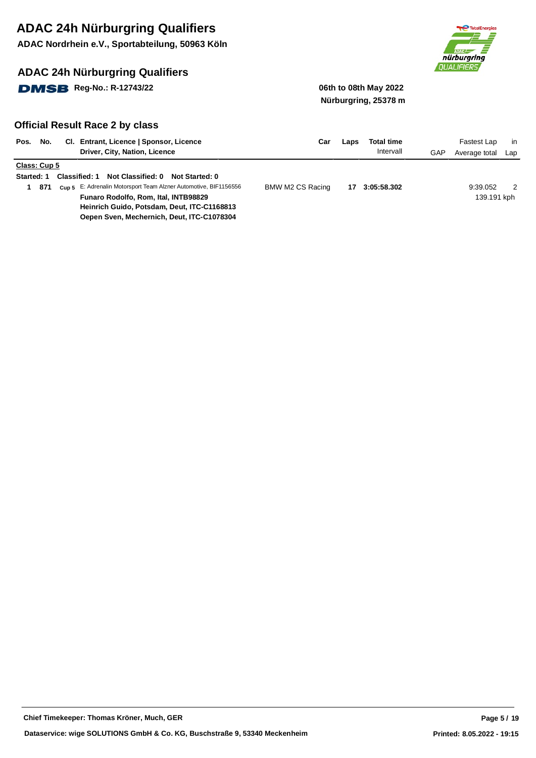# ADAC 24h Nürburgring Qualifiers

**ADAC Nordrhein e.V., Sportabteilung, 50963 Köln**

## ADAC 24h Nürburgring Qualifiers

**DMSB Reg-No.: R-12743/22**

**06th to 08th May 2022**
**Nürburgring, 25378 m**

### Official Result Race 2 by class

| Pos. | No. | Cl. | Entrant, Licence \| Sponsor, Licence / Driver, City, Nation, Licence | Car | Laps | Total time / Intervall | GAP | Fastest Lap / Average total | in Lap |
|---|---|---|---|---|---|---|---|---|---|
| **Class: Cup 5** | | | | | | | | | |
| **Started: 1** | | | **Classified: 1 Not Classified: 0 Not Started: 0** | | | | | | |
| **1** | **871** | Cup 5 | E: Adrenalin Motorsport Team Alzner Automotive, BIF1156556 | BMW M2 CS Racing | **17** | **3:05:58.302** | | 9:39.052 | 2 |
| | | | **Funaro Rodolfo, Rom, Ital, INTB98829** | | | | | 139.191 kph | |
| | | | **Heinrich Guido, Potsdam, Deut, ITC-C1168813** | | | | | | |
| | | | **Oepen Sven, Mechernich, Deut, ITC-C1078304** | | | | | | |

**Chief Timekeeper: Thomas Kröner, Much, GER**

**Dataservice: wige SOLUTIONS GmbH & Co. KG, Buschstraße 9, 53340 Meckenheim**

**Printed: 8.05.2022 - 19:15**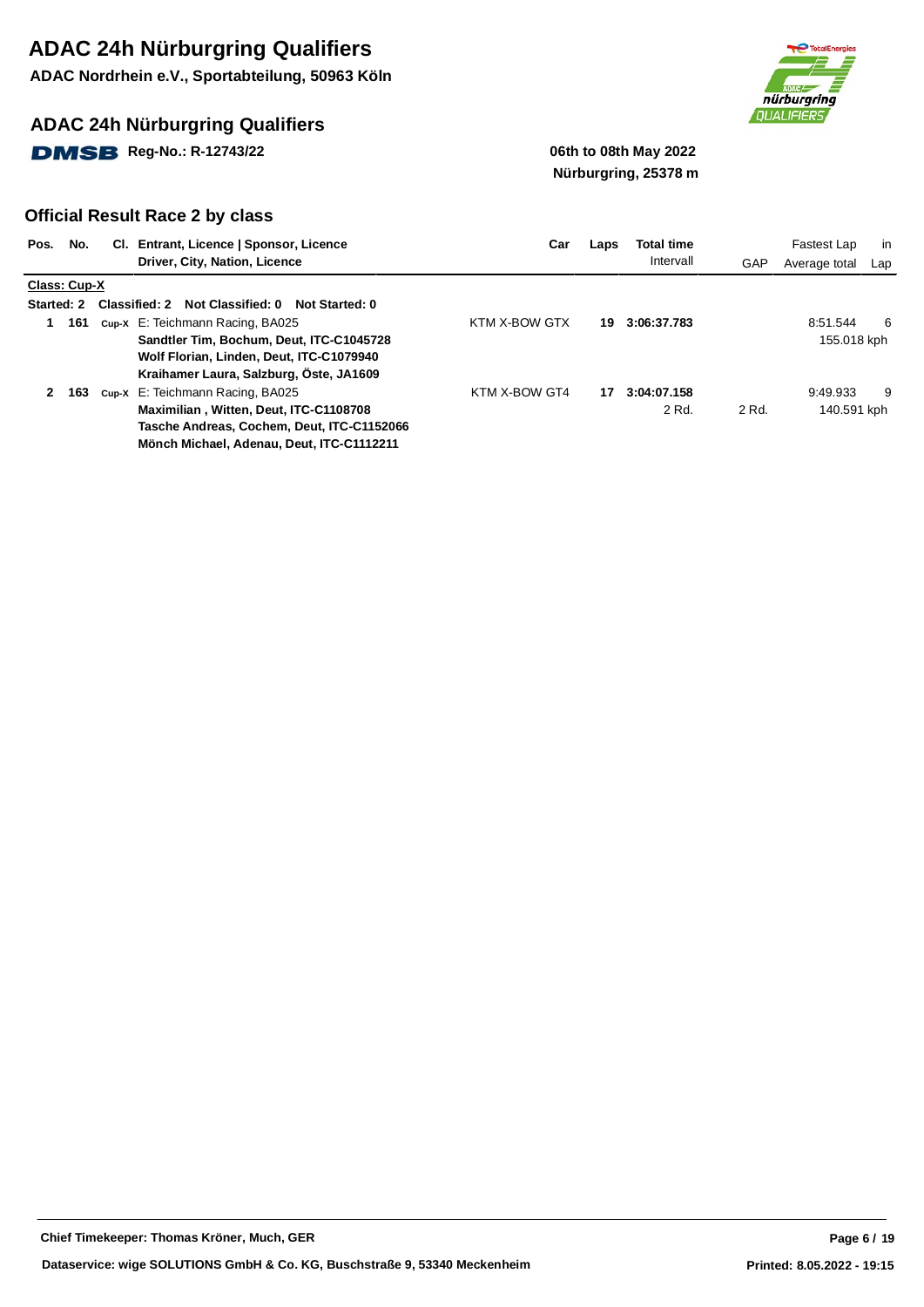# ADAC 24h Nürburgring Qualifiers

**ADAC Nordrhein e.V., Sportabteilung, 50963 Köln**

## ADAC 24h Nürburgring Qualifiers

**DMSB Reg-No.: R-12743/22**

**06th to 08th May 2022**
**Nürburgring, 25378 m**

### Official Result Race 2 by class

| Pos. | No. | Cl. | Entrant, Licence \| Sponsor, Licence / Driver, City, Nation, Licence | Car | Laps | Total time / Intervall | GAP | Fastest Lap / Average total | in Lap |
|---|---|---|---|---|---|---|---|---|---|
| **Class: Cup-X** | | | | | | | | | |
| **Started: 2** | | | **Classified: 2  Not Classified: 0  Not Started: 0** | | | | | | |
| 1 | 161 | Cup-X | E: Teichmann Racing, BA025<br>**Sandtler Tim, Bochum, Deut, ITC-C1045728**<br>**Wolf Florian, Linden, Deut, ITC-C1079940**<br>**Kraihamer Laura, Salzburg, Öste, JA1609** | KTM X-BOW GTX | 19 | 3:06:37.783 | | 8:51.544<br>155.018 kph | 6 |
| 2 | 163 | Cup-X | E: Teichmann Racing, BA025<br>**Maximilian , Witten, Deut, ITC-C1108708**<br>**Tasche Andreas, Cochem, Deut, ITC-C1152066**<br>**Mönch Michael, Adenau, Deut, ITC-C1112211** | KTM X-BOW GT4 | 17 | 3:04:07.158<br>2 Rd. | 2 Rd. | 9:49.933<br>140.591 kph | 9 |

Chief Timekeeper: Thomas Kröner, Much, GER

Dataservice: wige SOLUTIONS GmbH & Co. KG, Buschstraße 9, 53340 Meckenheim

Printed: 8.05.2022 - 19:15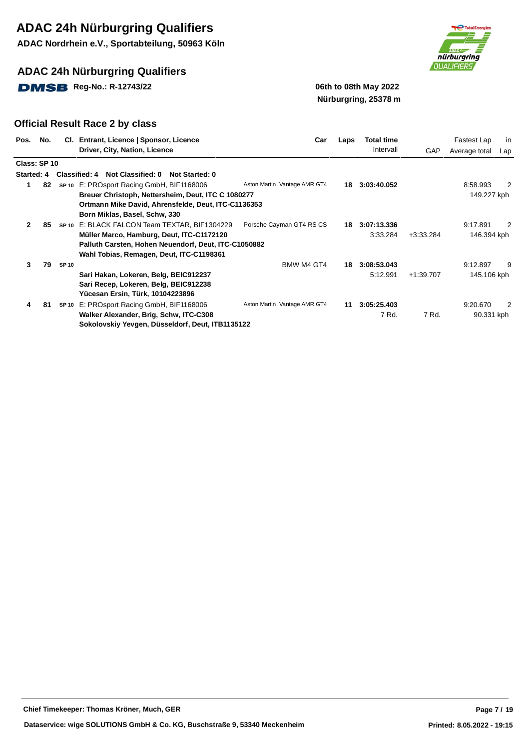# ADAC 24h Nürburgring Qualifiers

**ADAC Nordrhein e.V., Sportabteilung, 50963 Köln**

## ADAC 24h Nürburgring Qualifiers

**DMSB Reg-No.: R-12743/22**

**06th to 08th May 2022**
**Nürburgring, 25378 m**

### Official Result Race 2 by class

| Pos. | No. | Cl. | Entrant, Licence \| Sponsor, Licence / Driver, City, Nation, Licence | Car | Laps | Total time / Intervall | GAP | Fastest Lap / Average total | in Lap |
|---|---|---|---|---|---|---|---|---|---|
| **Class: SP 10** | | | | | | | | | |
| **Started: 4** | | | **Classified: 4 Not Classified: 0 Not Started: 0** | | | | | | |
| **1** | **82** | SP 10 | E: PROsport Racing GmbH, BIF1168006<br>**Breuer Christoph, Nettersheim, Deut, ITC C 1080277**<br>**Ortmann Mike David, Ahrensfelde, Deut, ITC-C1136353**<br>**Born Miklas, Basel, Schw, 330** | Aston Martin Vantage AMR GT4 | **18** | **3:03:40.052** | | 8:58.993<br>149.227 kph | 2 |
| **2** | **85** | SP 10 | E: BLACK FALCON Team TEXTAR, BIF1304229<br>**Müller Marco, Hamburg, Deut, ITC-C1172120**<br>**Palluth Carsten, Hohen Neuendorf, Deut, ITC-C1050882**<br>**Wahl Tobias, Remagen, Deut, ITC-C1198361** | Porsche Cayman GT4 RS CS | **18** | **3:07:13.336**<br>3:33.284 | +3:33.284 | 9:17.891<br>146.394 kph | 2 |
| **3** | **79** | SP 10 | **Sari Hakan, Lokeren, Belg, BEIC912237**<br>**Sari Recep, Lokeren, Belg, BEIC912238**<br>**Yücesan Ersin, Türk, 10104223896** | BMW M4 GT4 | **18** | **3:08:53.043**<br>5:12.991 | +1:39.707 | 9:12.897<br>145.106 kph | 9 |
| **4** | **81** | SP 10 | E: PROsport Racing GmbH, BIF1168006<br>**Walker Alexander, Brig, Schw, ITC-C308**<br>**Sokolovskiy Yevgen, Düsseldorf, Deut, ITB1135122** | Aston Martin Vantage AMR GT4 | **11** | **3:05:25.403**<br>7 Rd. | 7 Rd. | 9:20.670<br>90.331 kph | 2 |

**Chief Timekeeper: Thomas Kröner, Much, GER**

**Dataservice: wige SOLUTIONS GmbH & Co. KG, Buschstraße 9, 53340 Meckenheim**

**Printed: 8.05.2022 - 19:15**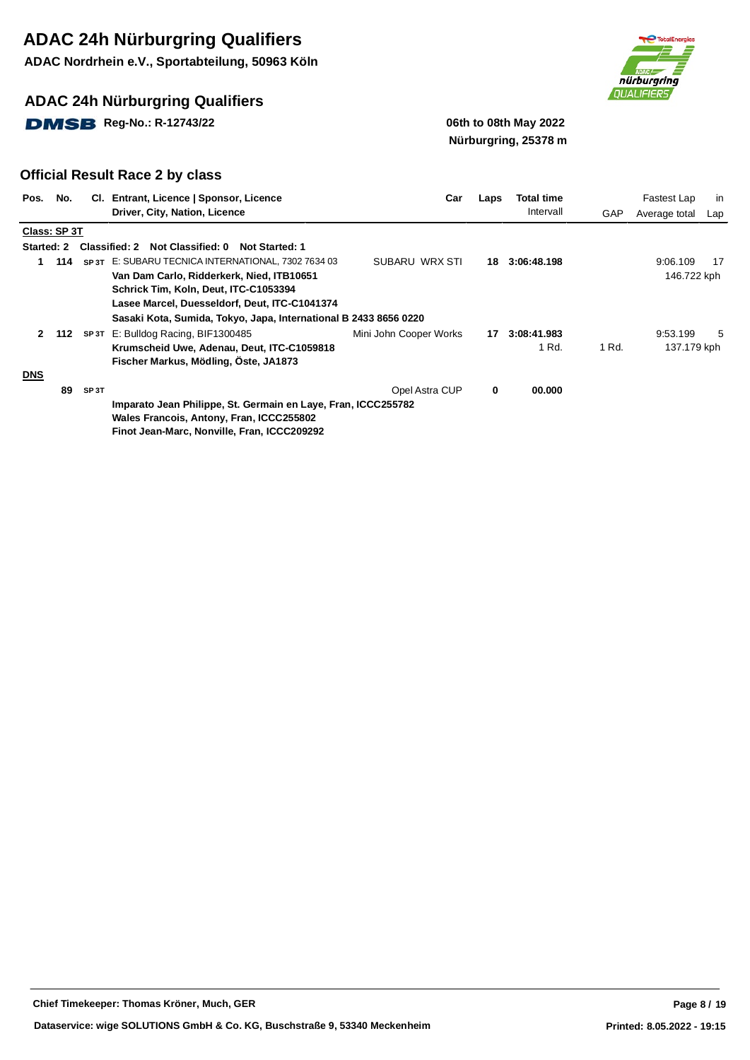# ADAC 24h Nürburgring Qualifiers

**ADAC Nordrhein e.V., Sportabteilung, 50963 Köln**

## ADAC 24h Nürburgring Qualifiers

**DMSB Reg-No.: R-12743/22**

**06th to 08th May 2022**
**Nürburgring, 25378 m**

## Official Result Race 2 by class

| Pos. | No. | Cl. | Entrant, Licence \| Sponsor, Licence / Driver, City, Nation, Licence | Car | Laps | Total time / Intervall | GAP | Fastest Lap / Average total | in Lap |
|---|---|---|---|---|---|---|---|---|---|
| **Class: SP 3T** | | | | | | | | | |
| **Started: 2** | | | **Classified: 2 Not Classified: 0 Not Started: 1** | | | | | | |
| 1 | 114 | SP 3T | E: SUBARU TECNICA INTERNATIONAL, 7302 7634 03<br>**Van Dam Carlo, Ridderkerk, Nied, ITB10651**<br>**Schrick Tim, Koln, Deut, ITC-C1053394**<br>**Lasee Marcel, Duesseldorf, Deut, ITC-C1041374**<br>**Sasaki Kota, Sumida, Tokyo, Japa, International B 2433 8656 0220** | SUBARU WRX STI | 18 | 3:06:48.198 | | 9:06.109<br>146.722 kph | 17 |
| 2 | 112 | SP 3T | E: Bulldog Racing, BIF1300485<br>**Krumscheid Uwe, Adenau, Deut, ITC-C1059818**<br>**Fischer Markus, Mödling, Öste, JA1873** | Mini John Cooper Works | 17 | 3:08:41.983<br>1 Rd. | 1 Rd. | 9:53.199<br>137.179 kph | 5 |
| **DNS** | | | | | | | | | |
| | 89 | SP 3T | **Imparato Jean Philippe, St. Germain en Laye, Fran, ICCC255782**<br>**Wales Francois, Antony, Fran, ICCC255802**<br>**Finot Jean-Marc, Nonville, Fran, ICCC209292** | Opel Astra CUP | 0 | 00.000 | | | |

**Chief Timekeeper: Thomas Kröner, Much, GER**

**Dataservice: wige SOLUTIONS GmbH & Co. KG, Buschstraße 9, 53340 Meckenheim**

**Printed: 8.05.2022 - 19:15**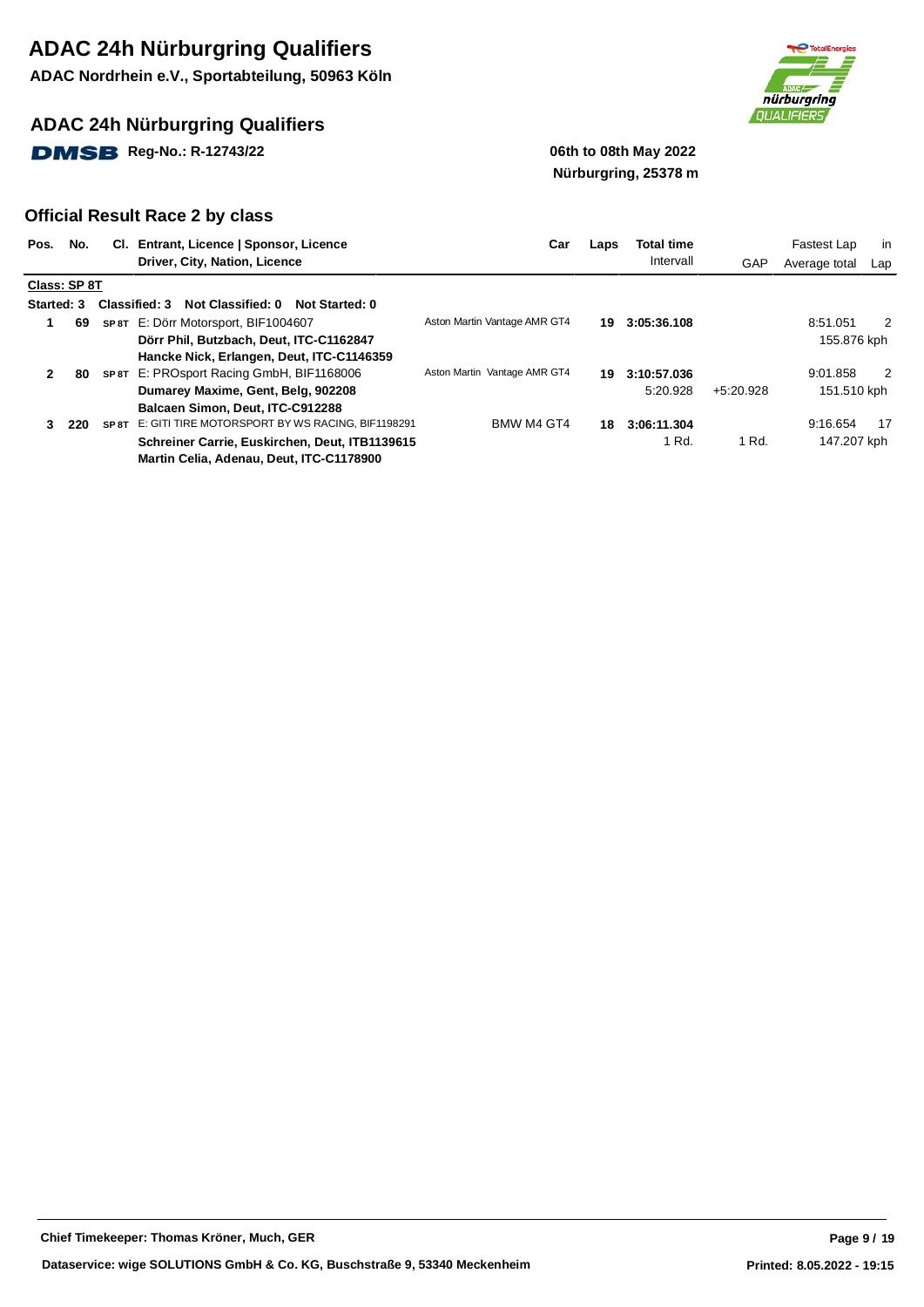# ADAC 24h Nürburgring Qualifiers

**ADAC Nordrhein e.V., Sportabteilung, 50963 Köln**

## ADAC 24h Nürburgring Qualifiers

**DMSB Reg-No.: R-12743/22**

**06th to 08th May 2022**
**Nürburgring, 25378 m**

## Official Result Race 2 by class

| Pos. | No. | Cl. | Entrant, Licence \| Sponsor, Licence / Driver, City, Nation, Licence | Car | Laps | Total time / Intervall | GAP | Fastest Lap / Average total | in Lap |
|---|---|---|---|---|---|---|---|---|---|
| **Class: SP 8T** | | | | | | | | | |
| **Started: 3** | | | **Classified: 3 Not Classified: 0 Not Started: 0** | | | | | | |
| 1 | 69 | SP 8T | E: Dörr Motorsport, BIF1004607<br>**Dörr Phil, Butzbach, Deut, ITC-C1162847**<br>**Hancke Nick, Erlangen, Deut, ITC-C1146359** | Aston Martin Vantage AMR GT4 | 19 | 3:05:36.108 | | 8:51.051<br>155.876 kph | 2 |
| 2 | 80 | SP 8T | E: PROsport Racing GmbH, BIF1168006<br>**Dumarey Maxime, Gent, Belg, 902208**<br>**Balcaen Simon, Deut, ITC-C912288** | Aston Martin Vantage AMR GT4 | 19 | 3:10:57.036<br>5:20.928 | +5:20.928 | 9:01.858<br>151.510 kph | 2 |
| 3 | 220 | SP 8T | E: GITI TIRE MOTORSPORT BY WS RACING, BIF1198291<br>**Schreiner Carrie, Euskirchen, Deut, ITB1139615**<br>**Martin Celia, Adenau, Deut, ITC-C1178900** | BMW M4 GT4 | 18 | 3:06:11.304<br>1 Rd. | 1 Rd. | 9:16.654<br>147.207 kph | 17 |

**Chief Timekeeper: Thomas Kröner, Much, GER**

**Dataservice: wige SOLUTIONS GmbH & Co. KG, Buschstraße 9, 53340 Meckenheim**

**Printed: 8.05.2022 - 19:15**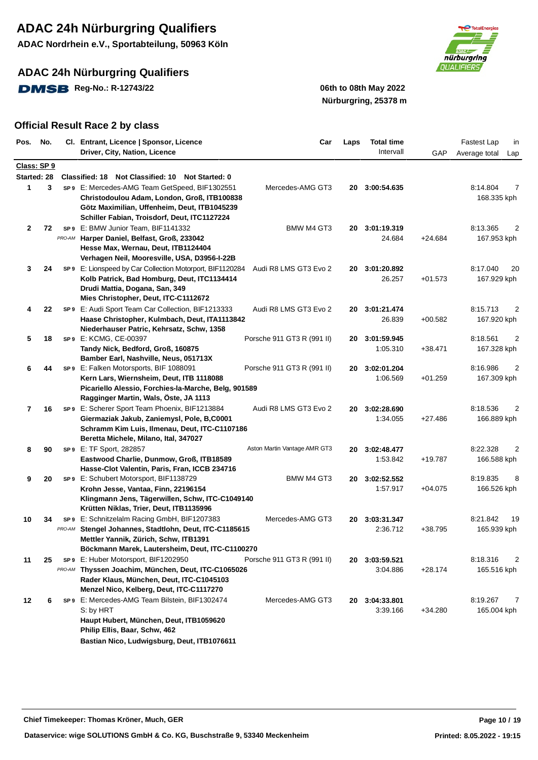# ADAC 24h Nürburgring Qualifiers

**ADAC Nordrhein e.V., Sportabteilung, 50963 Köln**

## ADAC 24h Nürburgring Qualifiers

DMSB **Reg-No.: R-12743/22**

**06th to 08th May 2022**
**Nürburgring, 25378 m**

## Official Result Race 2 by class

**Class: SP 9**

**Started: 28** — **Classified: 18 Not Classified: 10 Not Started: 0**

| Pos. | No. | Cl. | Entrant, Licence \| Sponsor, Licence / Driver, City, Nation, Licence | Car | Laps | Total time / Intervall | GAP | Fastest Lap / Average total | in Lap |
|---|---|---|---|---|---|---|---|---|---|
| 1 | 3 | SP 9 | E: Mercedes-AMG Team GetSpeed, BIF1302551<br>**Christodoulou Adam, London, Groß, ITB100838**<br>**Götz Maximilian, Uffenheim, Deut, ITB1045239**<br>**Schiller Fabian, Troisdorf, Deut, ITC1127224** | Mercedes-AMG GT3 | **20** | **3:00:54.635** | | 8:14.804<br>168.335 kph | 7 |
| 2 | 72 | SP 9 PRO-AM | E: BMW Junior Team, BIF1141332<br>**Harper Daniel, Belfast, Groß, 233042**<br>**Hesse Max, Wernau, Deut, ITB1124404**<br>**Verhagen Neil, Mooresville, USA, D3956-I-22B** | BMW M4 GT3 | **20** | **3:01:19.319**<br>24.684 | +24.684 | 8:13.365<br>167.953 kph | 2 |
| 3 | 24 | SP 9 | E: Lionspeed by Car Collection Motorport, BIF1120284<br>**Kolb Patrick, Bad Homburg, Deut, ITC1134414**<br>**Drudi Mattia, Dogana, San, 349**<br>**Mies Christopher, Deut, ITC-C1112672** | Audi R8 LMS GT3 Evo 2 | **20** | **3:01:20.892**<br>26.257 | +01.573 | 8:17.040<br>167.929 kph | 20 |
| 4 | 22 | SP 9 | E: Audi Sport Team Car Collection, BIF1213333<br>**Haase Christopher, Kulmbach, Deut, ITA1113842**<br>**Niederhauser Patric, Kehrsatz, Schw, 1358** | Audi R8 LMS GT3 Evo 2 | **20** | **3:01:21.474**<br>26.839 | +00.582 | 8:15.713<br>167.920 kph | 2 |
| 5 | 18 | SP 9 | E: KCMG, CE-00397<br>**Tandy Nick, Bedford, Groß, 160875**<br>**Bamber Earl, Nashville, Neus, 051713X** | Porsche 911 GT3 R (991 II) | **20** | **3:01:59.945**<br>1:05.310 | +38.471 | 8:18.561<br>167.328 kph | 2 |
| 6 | 44 | SP 9 | E: Falken Motorsports, BIF 1088091<br>**Kern Lars, Wiernsheim, Deut, ITB 1118088**<br>**Picariello Alessio, Forchies-la-Marche, Belg, 901589**<br>**Ragginger Martin, Wals, Öste, JA 1113** | Porsche 911 GT3 R (991 II) | **20** | **3:02:01.204**<br>1:06.569 | +01.259 | 8:16.986<br>167.309 kph | 2 |
| 7 | 16 | SP 9 | E: Scherer Sport Team Phoenix, BIF1213884<br>**Giermaziak Jakub, Zaniemysl, Pole, B,C0001**<br>**Schramm Kim Luis, Ilmenau, Deut, ITC-C1107186**<br>**Beretta Michele, Milano, Ital, 347027** | Audi R8 LMS GT3 Evo 2 | **20** | **3:02:28.690**<br>1:34.055 | +27.486 | 8:18.536<br>166.889 kph | 2 |
| 8 | 90 | SP 9 | E: TF Sport, 282857<br>**Eastwood Charlie, Dunmow, Groß, ITB18589**<br>**Hasse-Clot Valentin, Paris, Fran, ICCB 234716** | Aston Martin Vantage AMR GT3 | **20** | **3:02:48.477**<br>1:53.842 | +19.787 | 8:22.328<br>166.588 kph | 2 |
| 9 | 20 | SP 9 | E: Schubert Motorsport, BIF1138729<br>**Krohn Jesse, Vantaa, Finn, 22196154**<br>**Klingmann Jens, Tägerwillen, Schw, ITC-C1049140**<br>**Krütten Niklas, Trier, Deut, ITB1135996** | BMW M4 GT3 | **20** | **3:02:52.552**<br>1:57.917 | +04.075 | 8:19.835<br>166.526 kph | 8 |
| 10 | 34 | SP 9 PRO-AM | E: Schnitzelalm Racing GmbH, BIF1207383<br>**Stengel Johannes, Stadtlohn, Deut, ITC-C1185615**<br>**Mettler Yannik, Zürich, Schw, ITB1391**<br>**Böckmann Marek, Lautersheim, Deut, ITC-C1100270** | Mercedes-AMG GT3 | **20** | **3:03:31.347**<br>2:36.712 | +38.795 | 8:21.842<br>165.939 kph | 19 |
| 11 | 25 | SP 9 PRO-AM | E: Huber Motorsport, BIF1202950<br>**Thyssen Joachim, München, Deut, ITC-C1065026**<br>**Rader Klaus, München, Deut, ITC-C1045103**<br>**Menzel Nico, Kelberg, Deut, ITC-C1117270** | Porsche 911 GT3 R (991 II) | **20** | **3:03:59.521**<br>3:04.886 | +28.174 | 8:18.316<br>165.516 kph | 2 |
| 12 | 6 | SP 9 | E: Mercedes-AMG Team Bilstein, BIF1302474<br>S: by HRT<br>**Haupt Hubert, München, Deut, ITB1059620**<br>**Philip Ellis, Baar, Schw, 462**<br>**Bastian Nico, Ludwigsburg, Deut, ITB1076611** | Mercedes-AMG GT3 | **20** | **3:04:33.801**<br>3:39.166 | +34.280 | 8:19.267<br>165.004 kph | 7 |

**Chief Timekeeper: Thomas Kröner, Much, GER**

**Dataservice: wige SOLUTIONS GmbH & Co. KG, Buschstraße 9, 53340 Meckenheim**

**Printed: 8.05.2022 - 19:15**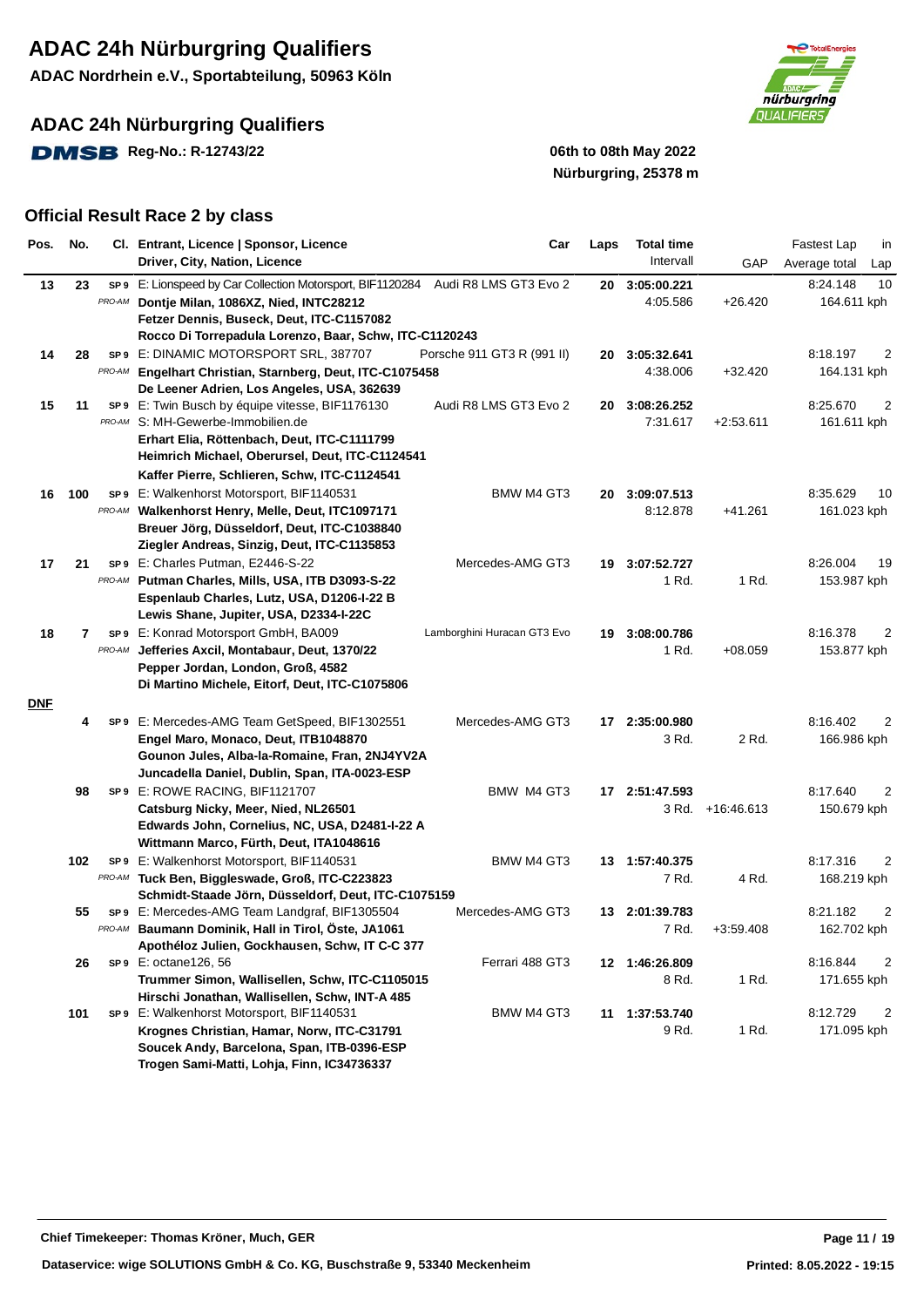# ADAC 24h Nürburgring Qualifiers

**ADAC Nordrhein e.V., Sportabteilung, 50963 Köln**

## ADAC 24h Nürburgring Qualifiers

**DMSB Reg-No.: R-12743/22**

**06th to 08th May 2022**
**Nürburgring, 25378 m**

### Official Result Race 2 by class

| Pos. | No. | Cl. | Entrant, Licence \| Sponsor, Licence / Driver, City, Nation, Licence | Car | Laps | Total time / Intervall | GAP | Fastest Lap / Average total | in Lap |
|---|---|---|---|---|---|---|---|---|---|
| 13 | 23 | SP 9 PRO-AM | E: Lionspeed by Car Collection Motorsport, BIF1120284<br>**Dontje Milan, 1086XZ, Nied, INTC28212**<br>**Fetzer Dennis, Buseck, Deut, ITC-C1157082**<br>**Rocco Di Torrepadula Lorenzo, Baar, Schw, ITC-C1120243** | Audi R8 LMS GT3 Evo 2 | 20 | **3:05:00.221**<br>4:05.586 | +26.420 | 8:24.148<br>164.611 kph | 10 |
| 14 | 28 | SP 9 PRO-AM | E: DINAMIC MOTORSPORT SRL, 387707<br>**Engelhart Christian, Starnberg, Deut, ITC-C1075458**<br>**De Leener Adrien, Los Angeles, USA, 362639** | Porsche 911 GT3 R (991 II) | 20 | **3:05:32.641**<br>4:38.006 | +32.420 | 8:18.197<br>164.131 kph | 2 |
| 15 | 11 | SP 9 PRO-AM | E: Twin Busch by équipe vitesse, BIF1176130<br>S: MH-Gewerbe-Immobilien.de<br>**Erhart Elia, Röttenbach, Deut, ITC-C1111799**<br>**Heimrich Michael, Oberursel, Deut, ITC-C1124541**<br>**Kaffer Pierre, Schlieren, Schw, ITC-C1124541** | Audi R8 LMS GT3 Evo 2 | 20 | **3:08:26.252**<br>7:31.617 | +2:53.611 | 8:25.670<br>161.611 kph | 2 |
| 16 | 100 | SP 9 PRO-AM | E: Walkenhorst Motorsport, BIF1140531<br>**Walkenhorst Henry, Melle, Deut, ITC1097171**<br>**Breuer Jörg, Düsseldorf, Deut, ITC-C1038840**<br>**Ziegler Andreas, Sinzig, Deut, ITC-C1135853** | BMW M4 GT3 | 20 | **3:09:07.513**<br>8:12.878 | +41.261 | 8:35.629<br>161.023 kph | 10 |
| 17 | 21 | SP 9 PRO-AM | E: Charles Putman, E2446-S-22<br>**Putman Charles, Mills, USA, ITB D3093-S-22**<br>**Espenlaub Charles, Lutz, USA, D1206-I-22 B**<br>**Lewis Shane, Jupiter, USA, D2334-I-22C** | Mercedes-AMG GT3 | 19 | **3:07:52.727**<br>1 Rd. | 1 Rd. | 8:26.004<br>153.987 kph | 19 |
| 18 | 7 | SP 9 PRO-AM | E: Konrad Motorsport GmbH, BA009<br>**Jefferies Axcil, Montabaur, Deut, 1370/22**<br>**Pepper Jordan, London, Groß, 4582**<br>**Di Martino Michele, Eitorf, Deut, ITC-C1075806** | Lamborghini Huracan GT3 Evo | 19 | **3:08:00.786**<br>1 Rd. | +08.059 | 8:16.378<br>153.877 kph | 2 |
| **DNF** | | | | | | | | | |
| | 4 | SP 9 | E: Mercedes-AMG Team GetSpeed, BIF1302551<br>**Engel Maro, Monaco, Deut, ITB1048870**<br>**Gounon Jules, Alba-la-Romaine, Fran, 2NJ4YV2A**<br>**Juncadella Daniel, Dublin, Span, ITA-0023-ESP** | Mercedes-AMG GT3 | 17 | **2:35:00.980**<br>3 Rd. | 2 Rd. | 8:16.402<br>166.986 kph | 2 |
| | 98 | SP 9 | E: ROWE RACING, BIF1121707<br>**Catsburg Nicky, Meer, Nied, NL26501**<br>**Edwards John, Cornelius, NC, USA, D2481-I-22 A**<br>**Wittmann Marco, Fürth, Deut, ITA1048616** | BMW M4 GT3 | 17 | **2:51:47.593**<br>3 Rd. | +16:46.613 | 8:17.640<br>150.679 kph | 2 |
| | 102 | SP 9 PRO-AM | E: Walkenhorst Motorsport, BIF1140531<br>**Tuck Ben, Biggleswade, Groß, ITC-C223823**<br>**Schmidt-Staade Jörn, Düsseldorf, Deut, ITC-C1075159** | BMW M4 GT3 | 13 | **1:57:40.375**<br>7 Rd. | 4 Rd. | 8:17.316<br>168.219 kph | 2 |
| | 55 | SP 9 PRO-AM | E: Mercedes-AMG Team Landgraf, BIF1305504<br>**Baumann Dominik, Hall in Tirol, Öste, JA1061**<br>**Apothéloz Julien, Gockhausen, Schw, IT C-C 377** | Mercedes-AMG GT3 | 13 | **2:01:39.783**<br>7 Rd. | +3:59.408 | 8:21.182<br>162.702 kph | 2 |
| | 26 | SP 9 | E: octane126, 56<br>**Trummer Simon, Wallisellen, Schw, ITC-C1105015**<br>**Hirschi Jonathan, Wallisellen, Schw, INT-A 485** | Ferrari 488 GT3 | 12 | **1:46:26.809**<br>8 Rd. | 1 Rd. | 8:16.844<br>171.655 kph | 2 |
| | 101 | SP 9 | E: Walkenhorst Motorsport, BIF1140531<br>**Krognes Christian, Hamar, Norw, ITC-C31791**<br>**Soucek Andy, Barcelona, Span, ITB-0396-ESP**<br>**Trogen Sami-Matti, Lohja, Finn, IC34736337** | BMW M4 GT3 | 11 | **1:37:53.740**<br>9 Rd. | 1 Rd. | 8:12.729<br>171.095 kph | 2 |

**Chief Timekeeper: Thomas Kröner, Much, GER**

**Dataservice: wige SOLUTIONS GmbH & Co. KG, Buschstraße 9, 53340 Meckenheim**

**Printed: 8.05.2022 - 19:15**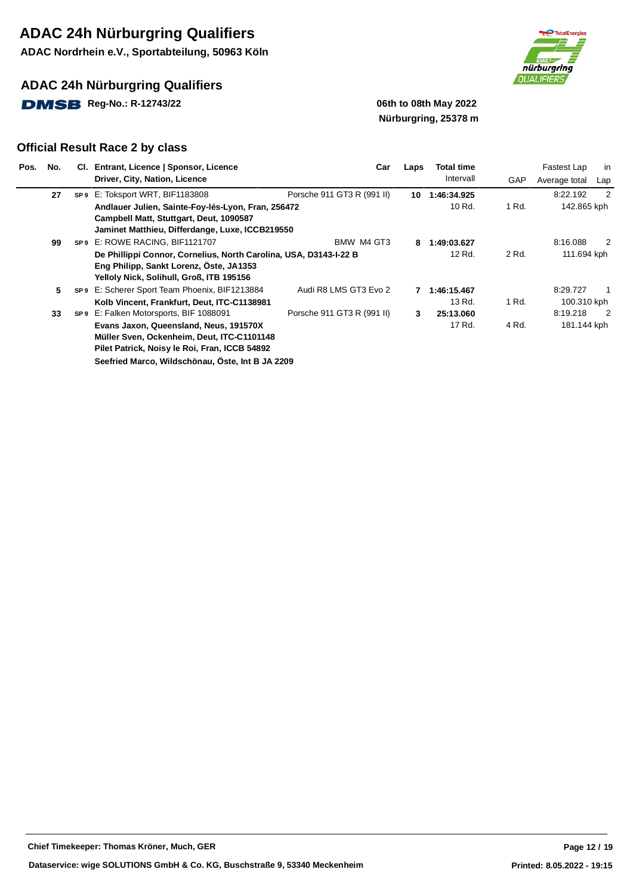# ADAC 24h Nürburgring Qualifiers

**ADAC Nordrhein e.V., Sportabteilung, 50963 Köln**

## ADAC 24h Nürburgring Qualifiers

**DMSB Reg-No.: R-12743/22**

**06th to 08th May 2022**
**Nürburgring, 25378 m**

### Official Result Race 2 by class

| Pos. | No. | Cl. | Entrant, Licence \| Sponsor, Licence / Driver, City, Nation, Licence | Car | Laps | Total time / Intervall | GAP | Fastest Lap / Average total | in Lap |
|---|---|---|---|---|---|---|---|---|---|
| | 27 | SP 9 | E: Toksport WRT, BIF1183808 | Porsche 911 GT3 R (991 II) | 10 | **1:46:34.925** | | 8:22.192 | 2 |
| | | | **Andlauer Julien, Sainte-Foy-lés-Lyon, Fran, 256472** | | | 10 Rd. | 1 Rd. | 142.865 kph | |
| | | | **Campbell Matt, Stuttgart, Deut, 1090587** | | | | | | |
| | | | **Jaminet Matthieu, Differdange, Luxe, ICCB219550** | | | | | | |
| | 99 | SP 9 | E: ROWE RACING, BIF1121707 | BMW M4 GT3 | 8 | **1:49:03.627** | | 8:16.088 | 2 |
| | | | **De Phillippi Connor, Cornelius, North Carolina, USA, D3143-I-22 B** | | | 12 Rd. | 2 Rd. | 111.694 kph | |
| | | | **Eng Philipp, Sankt Lorenz, Öste, JA1353** | | | | | | |
| | | | **Yelloly Nick, Solihull, Groß, ITB 195156** | | | | | | |
| | 5 | SP 9 | E: Scherer Sport Team Phoenix, BIF1213884 | Audi R8 LMS GT3 Evo 2 | 7 | **1:46:15.467** | | 8:29.727 | 1 |
| | | | **Kolb Vincent, Frankfurt, Deut, ITC-C1138981** | | | 13 Rd. | 1 Rd. | 100.310 kph | |
| | 33 | SP 9 | E: Falken Motorsports, BIF 1088091 | Porsche 911 GT3 R (991 II) | 3 | **25:13.060** | | 8:19.218 | 2 |
| | | | **Evans Jaxon, Queensland, Neus, 191570X** | | | 17 Rd. | 4 Rd. | 181.144 kph | |
| | | | **Müller Sven, Ockenheim, Deut, ITC-C1101148** | | | | | | |
| | | | **Pilet Patrick, Noisy le Roi, Fran, ICCB 54892** | | | | | | |
| | | | **Seefried Marco, Wildschönau, Öste, Int B JA 2209** | | | | | | |

**Chief Timekeeper: Thomas Kröner, Much, GER**

**Dataservice: wige SOLUTIONS GmbH & Co. KG, Buschstraße 9, 53340 Meckenheim**

**Printed: 8.05.2022 - 19:15**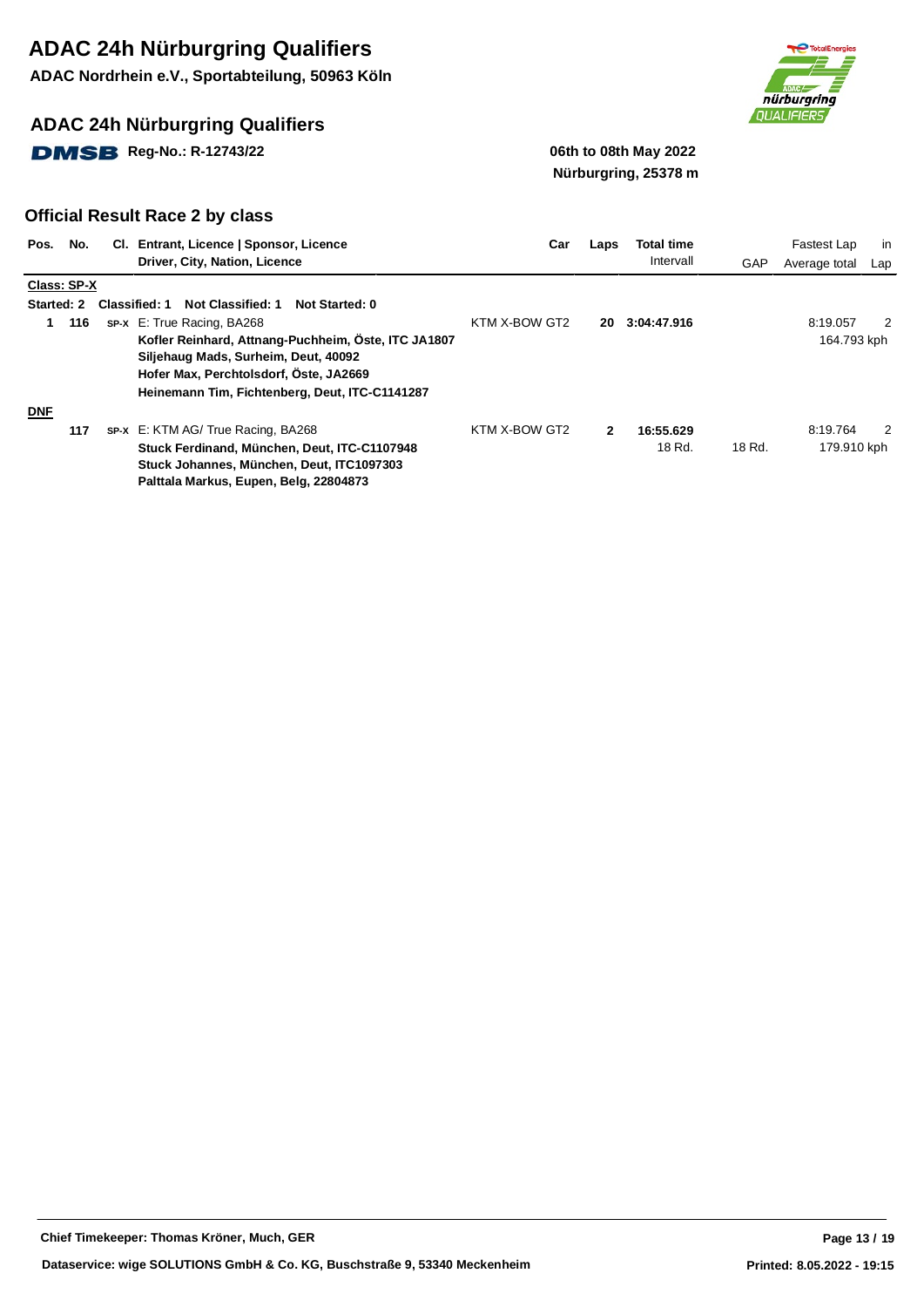# ADAC 24h Nürburgring Qualifiers

**ADAC Nordrhein e.V., Sportabteilung, 50963 Köln**

## ADAC 24h Nürburgring Qualifiers

**DMSB Reg-No.: R-12743/22**

**06th to 08th May 2022**
**Nürburgring, 25378 m**

### Official Result Race 2 by class

| Pos. | No. | Cl. | Entrant, Licence \| Sponsor, Licence / Driver, City, Nation, Licence | Car | Laps | Total time / Intervall | GAP | Fastest Lap / Average total | in Lap |
|---|---|---|---|---|---|---|---|---|---|
| **Class: SP-X** | | | | | | | | | |
| **Started: 2** | | | **Classified: 1 Not Classified: 1 Not Started: 0** | | | | | | |
| **1** | **116** | SP-X | E: True Racing, BA268 | KTM X-BOW GT2 | **20** | **3:04:47.916** | | 8:19.057 | 2 |
| | | | **Kofler Reinhard, Attnang-Puchheim, Öste, ITC JA1807** | | | | | 164.793 kph | |
| | | | **Siljehaug Mads, Surheim, Deut, 40092** | | | | | | |
| | | | **Hofer Max, Perchtolsdorf, Öste, JA2669** | | | | | | |
| | | | **Heinemann Tim, Fichtenberg, Deut, ITC-C1141287** | | | | | | |
| **DNF** | | | | | | | | | |
| | **117** | SP-X | E: KTM AG/ True Racing, BA268 | KTM X-BOW GT2 | **2** | **16:55.629** | | 8:19.764 | 2 |
| | | | **Stuck Ferdinand, München, Deut, ITC-C1107948** | | | 18 Rd. | 18 Rd. | 179.910 kph | |
| | | | **Stuck Johannes, München, Deut, ITC1097303** | | | | | | |
| | | | **Palttala Markus, Eupen, Belg, 22804873** | | | | | | |

**Chief Timekeeper: Thomas Kröner, Much, GER**

**Dataservice: wige SOLUTIONS GmbH & Co. KG, Buschstraße 9, 53340 Meckenheim**

**Printed: 8.05.2022 - 19:15**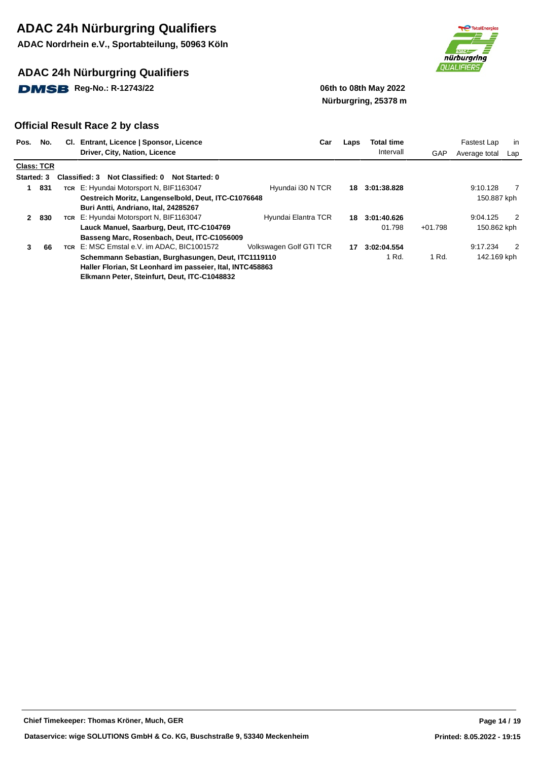# ADAC 24h Nürburgring Qualifiers

**ADAC Nordrhein e.V., Sportabteilung, 50963 Köln**

## ADAC 24h Nürburgring Qualifiers

**DMSB Reg-No.: R-12743/22**

**06th to 08th May 2022**
**Nürburgring, 25378 m**

### Official Result Race 2 by class

| Pos. | No. | Cl. | Entrant, Licence \| Sponsor, Licence / Driver, City, Nation, Licence | Car | Laps | Total time / Intervall | GAP | Fastest Lap / Average total | in Lap |
|---|---|---|---|---|---|---|---|---|---|
| **Class: TCR** | | | | | | | | | |
| **Started: 3** | | | **Classified: 3 Not Classified: 0 Not Started: 0** | | | | | | |
| **1** | **831** | TCR | E: Hyundai Motorsport N, BIF1163047<br>**Oestreich Moritz, Langenselbold, Deut, ITC-C1076648**<br>**Buri Antti, Andriano, Ital, 24285267** | Hyundai i30 N TCR | **18** | **3:01:38.828** | | 9:10.128<br>150.887 kph | 7 |
| **2** | **830** | TCR | E: Hyundai Motorsport N, BIF1163047<br>**Lauck Manuel, Saarburg, Deut, ITC-C104769**<br>**Basseng Marc, Rosenbach, Deut, ITC-C1056009** | Hyundai Elantra TCR | **18** | **3:01:40.626**<br>01.798 | +01.798 | 9:04.125<br>150.862 kph | 2 |
| **3** | **66** | TCR | E: MSC Emstal e.V. im ADAC, BIC1001572<br>**Schemmann Sebastian, Burghasungen, Deut, ITC1119110**<br>**Haller Florian, St Leonhard im passeier, Ital, INTC458863**<br>**Elkmann Peter, Steinfurt, Deut, ITC-C1048832** | Volkswagen Golf GTI TCR | **17** | **3:02:04.554**<br>1 Rd. | 1 Rd. | 9:17.234<br>142.169 kph | 2 |

**Chief Timekeeper: Thomas Kröner, Much, GER**

**Dataservice: wige SOLUTIONS GmbH & Co. KG, Buschstraße 9, 53340 Meckenheim**

**Printed: 8.05.2022 - 19:15**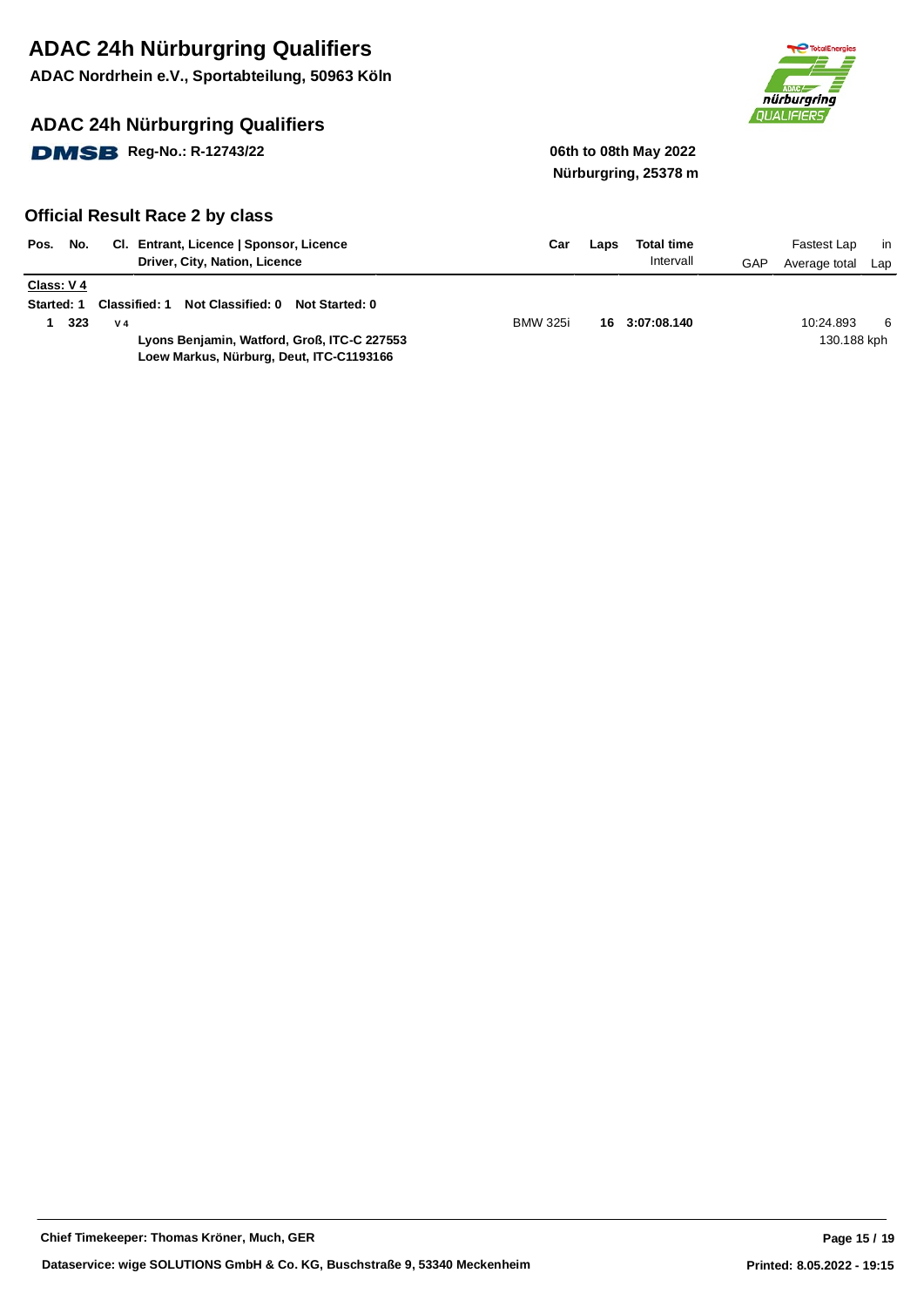# ADAC 24h Nürburgring Qualifiers

**ADAC Nordrhein e.V., Sportabteilung, 50963 Köln**

## ADAC 24h Nürburgring Qualifiers

**DMSB Reg-No.: R-12743/22**

**06th to 08th May 2022**
**Nürburgring, 25378 m**

### Official Result Race 2 by class

| Pos. | No. | Cl. | Entrant, Licence \| Sponsor, Licence / Driver, City, Nation, Licence | Car | Laps | Total time / Intervall | GAP | Fastest Lap / Average total | in Lap |
|---|---|---|---|---|---|---|---|---|---|
| **Class: V 4** | | | | | | | | | |
| **Started: 1** | | **Classified: 1** | **Not Classified: 0  Not Started: 0** | | | | | | |
| 1 | 323 | V 4 | **Lyons Benjamin, Watford, Groß, ITC-C 227553** <br> **Loew Markus, Nürburg, Deut, ITC-C1193166** | BMW 325i | 16 | 3:07:08.140 | | 10:24.893 <br> 130.188 kph | 6 |

**Chief Timekeeper: Thomas Kröner, Much, GER**

**Dataservice: wige SOLUTIONS GmbH & Co. KG, Buschstraße 9, 53340 Meckenheim**

**Printed: 8.05.2022 - 19:15**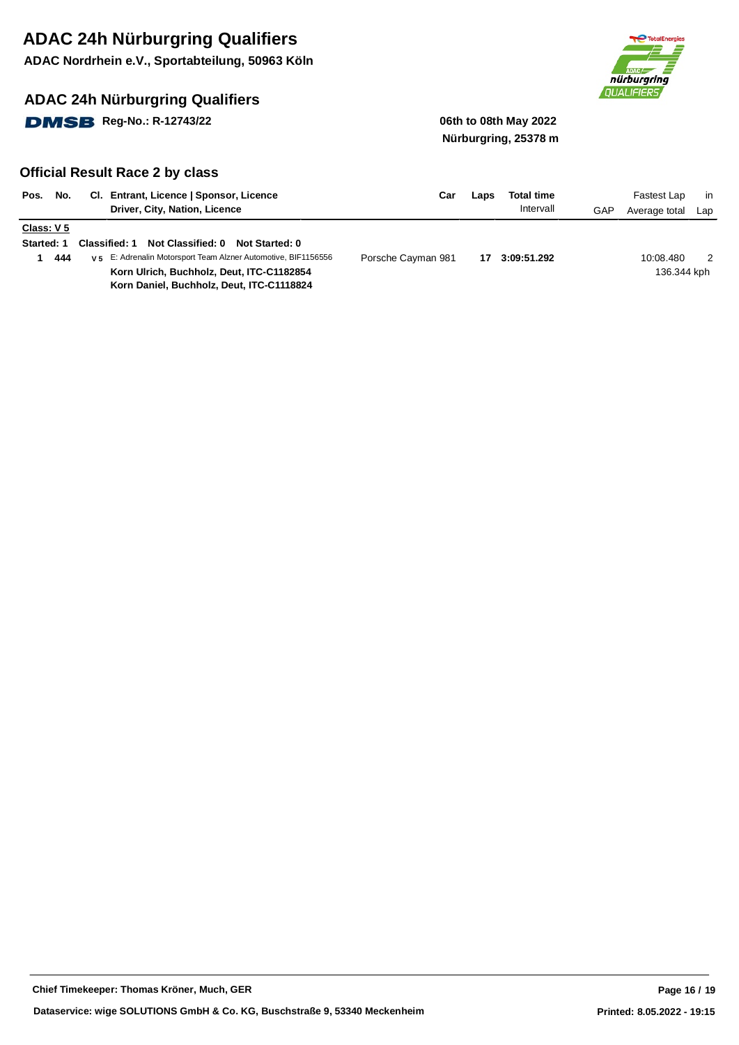# ADAC 24h Nürburgring Qualifiers

**ADAC Nordrhein e.V., Sportabteilung, 50963 Köln**

## ADAC 24h Nürburgring Qualifiers

**DMSB Reg-No.: R-12743/22**

**06th to 08th May 2022**
**Nürburgring, 25378 m**

### Official Result Race 2 by class

| Pos. | No. | Cl. | Entrant, Licence \| Sponsor, Licence / Driver, City, Nation, Licence | Car | Laps | Total time / Intervall | GAP | Fastest Lap / Average total | in Lap |
|---|---|---|---|---|---|---|---|---|---|
| **Class: V 5** | | | | | | | | | |
| **Started: 1** | | | **Classified: 1 Not Classified: 0 Not Started: 0** | | | | | | |
| 1 | 444 | V 5 | E: Adrenalin Motorsport Team Alzner Automotive, BIF1156556 | Porsche Cayman 981 | 17 | 3:09:51.292 | | 10:08.480 | 2 |
| | | | **Korn Ulrich, Buchholz, Deut, ITC-C1182854** | | | | | 136.344 kph | |
| | | | **Korn Daniel, Buchholz, Deut, ITC-C1118824** | | | | | | |

**Chief Timekeeper: Thomas Kröner, Much, GER**

**Dataservice: wige SOLUTIONS GmbH & Co. KG, Buschstraße 9, 53340 Meckenheim**

**Printed: 8.05.2022 - 19:15**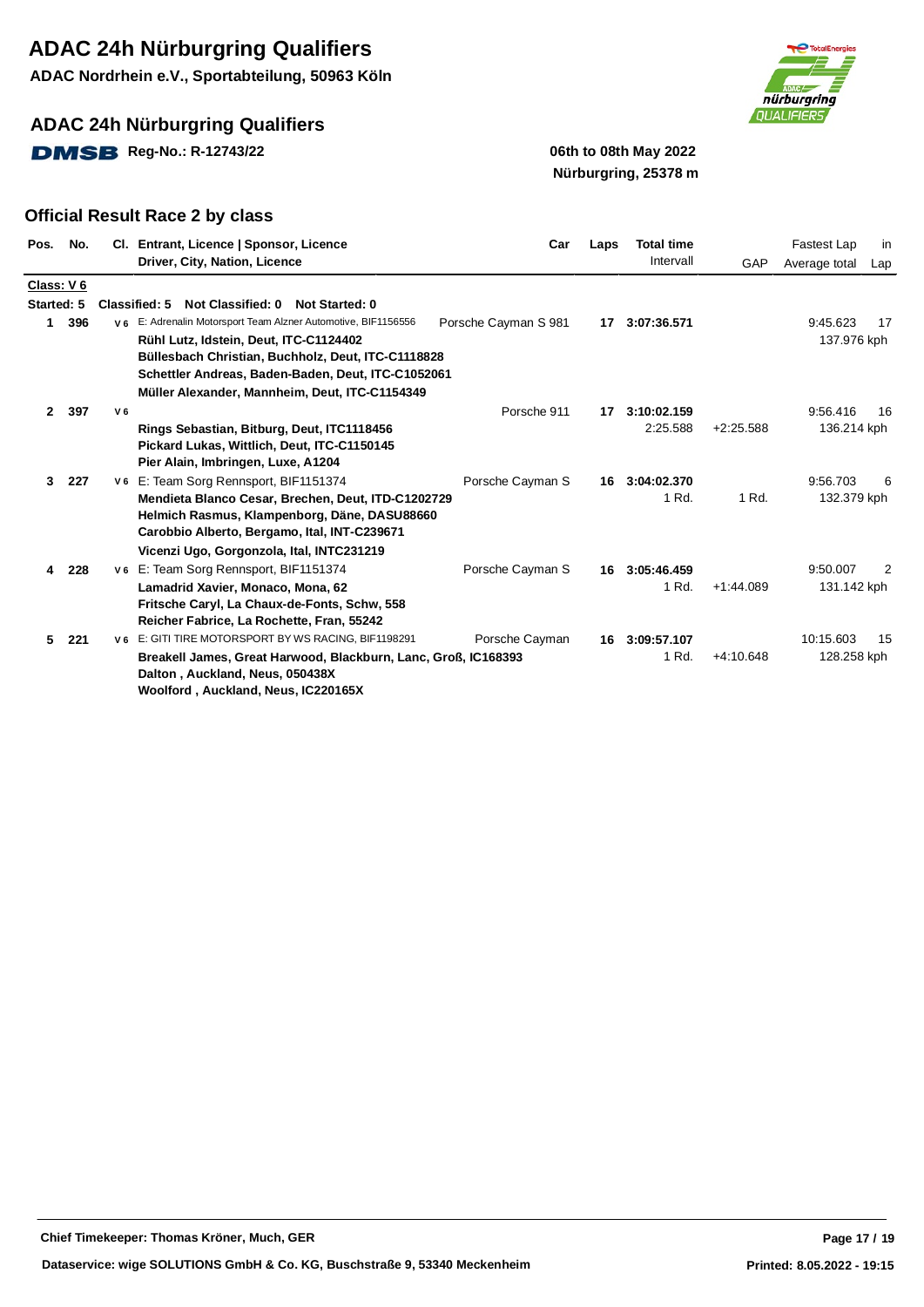# ADAC 24h Nürburgring Qualifiers

**ADAC Nordrhein e.V., Sportabteilung, 50963 Köln**

## ADAC 24h Nürburgring Qualifiers

**DMSB Reg-No.: R-12743/22**

**06th to 08th May 2022**
**Nürburgring, 25378 m**

## Official Result Race 2 by class

| Pos. | No. | Cl. | Entrant, Licence \| Sponsor, Licence / Driver, City, Nation, Licence | Car | Laps | Total time / Intervall | GAP | Fastest Lap / Average total | in Lap |
|---|---|---|---|---|---|---|---|---|---|
| **Class: V 6** | | | | | | | | | |
| **Started: 5** | | | **Classified: 5 Not Classified: 0 Not Started: 0** | | | | | | |
| **1** | **396** | V 6 | E: Adrenalin Motorsport Team Alzner Automotive, BIF1156556<br>**Rühl Lutz, Idstein, Deut, ITC-C1124402**<br>**Büllesbach Christian, Buchholz, Deut, ITC-C1118828**<br>**Schettler Andreas, Baden-Baden, Deut, ITC-C1052061**<br>**Müller Alexander, Mannheim, Deut, ITC-C1154349** | Porsche Cayman S 981 | **17** | **3:07:36.571** | | 9:45.623<br>137.976 kph | 17 |
| **2** | **397** | V 6 | **Rings Sebastian, Bitburg, Deut, ITC1118456**<br>**Pickard Lukas, Wittlich, Deut, ITC-C1150145**<br>**Pier Alain, Imbringen, Luxe, A1204** | Porsche 911 | **17** | **3:10:02.159**<br>2:25.588 | +2:25.588 | 9:56.416<br>136.214 kph | 16 |
| **3** | **227** | V 6 | E: Team Sorg Rennsport, BIF1151374<br>**Mendieta Blanco Cesar, Brechen, Deut, ITD-C1202729**<br>**Helmich Rasmus, Klampenborg, Däne, DASU88660**<br>**Carobbio Alberto, Bergamo, Ital, INT-C239671**<br>**Vicenzi Ugo, Gorgonzola, Ital, INTC231219** | Porsche Cayman S | **16** | **3:04:02.370**<br>1 Rd. | 1 Rd. | 9:56.703<br>132.379 kph | 6 |
| **4** | **228** | V 6 | E: Team Sorg Rennsport, BIF1151374<br>**Lamadrid Xavier, Monaco, Mona, 62**<br>**Fritsche Caryl, La Chaux-de-Fonts, Schw, 558**<br>**Reicher Fabrice, La Rochette, Fran, 55242** | Porsche Cayman S | **16** | **3:05:46.459**<br>1 Rd. | +1:44.089 | 9:50.007<br>131.142 kph | 2 |
| **5** | **221** | V 6 | E: GITI TIRE MOTORSPORT BY WS RACING, BIF1198291<br>**Breakell James, Great Harwood, Blackburn, Lanc, Groß, IC168393**<br>**Dalton , Auckland, Neus, 050438X**<br>**Woolford , Auckland, Neus, IC220165X** | Porsche Cayman | **16** | **3:09:57.107**<br>1 Rd. | +4:10.648 | 10:15.603<br>128.258 kph | 15 |

**Chief Timekeeper: Thomas Kröner, Much, GER**

**Dataservice: wige SOLUTIONS GmbH & Co. KG, Buschstraße 9, 53340 Meckenheim**

**Printed: 8.05.2022 - 19:15**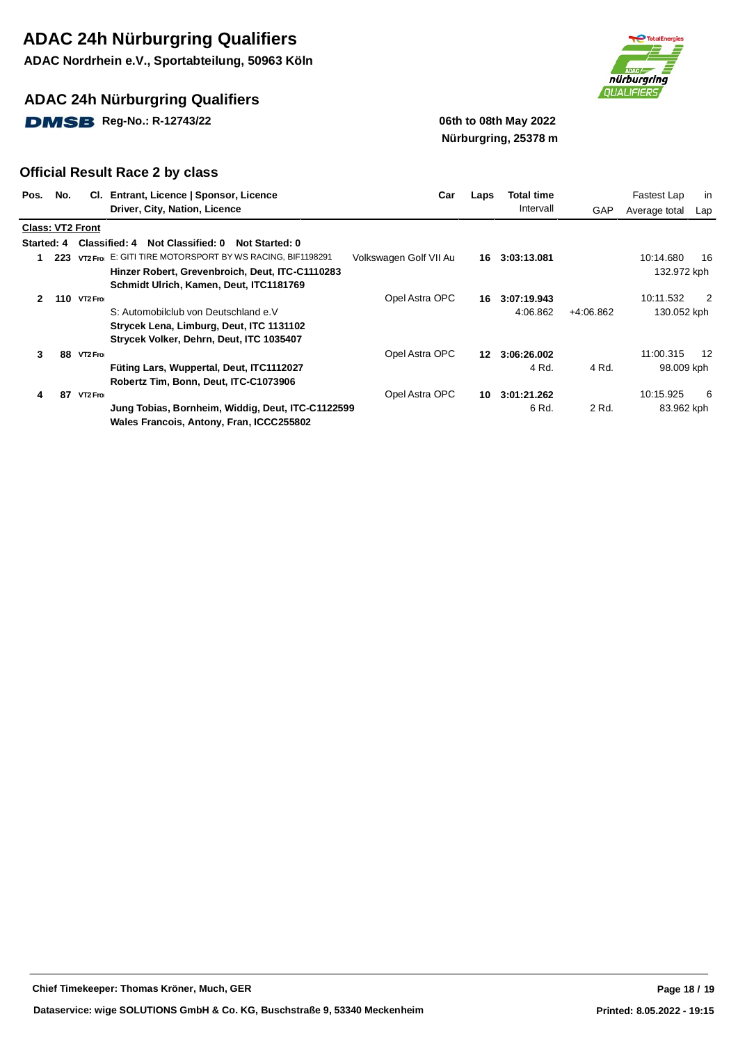# ADAC 24h Nürburgring Qualifiers

**ADAC Nordrhein e.V., Sportabteilung, 50963 Köln**

## ADAC 24h Nürburgring Qualifiers

**DMSB Reg-No.: R-12743/22**

**06th to 08th May 2022**
**Nürburgring, 25378 m**

## Official Result Race 2 by class

| Pos. | No. | Cl. | Entrant, Licence \| Sponsor, Licence / Driver, City, Nation, Licence | Car | Laps | Total time / Intervall | GAP | Fastest Lap / Average total | in Lap |
|---|---|---|---|---|---|---|---|---|---|
| **Class: VT2 Front** | | | | | | | | | |
| **Started: 4** | | | **Classified: 4 Not Classified: 0 Not Started: 0** | | | | | | |
| **1** | **223** | VT2 Fro | E: GITI TIRE MOTORSPORT BY WS RACING, BIF1198291 | Volkswagen Golf VII Au | **16** | **3:03:13.081** | | 10:14.680 | 16 |
| | | | **Hinzer Robert, Grevenbroich, Deut, ITC-C1110283** | | | | | 132.972 kph | |
| | | | **Schmidt Ulrich, Kamen, Deut, ITC1181769** | | | | | | |
| **2** | **110** | VT2 Fro | | Opel Astra OPC | **16** | **3:07:19.943** | | 10:11.532 | 2 |
| | | | S: Automobilclub von Deutschland e.V | | | 4:06.862 | +4:06.862 | 130.052 kph | |
| | | | **Strycek Lena, Limburg, Deut, ITC 1131102** | | | | | | |
| | | | **Strycek Volker, Dehrn, Deut, ITC 1035407** | | | | | | |
| **3** | **88** | VT2 Fro | | Opel Astra OPC | **12** | **3:06:26.002** | | 11:00.315 | 12 |
| | | | **Füting Lars, Wuppertal, Deut, ITC1112027** | | | 4 Rd. | 4 Rd. | 98.009 kph | |
| | | | **Robertz Tim, Bonn, Deut, ITC-C1073906** | | | | | | |
| **4** | **87** | VT2 Fro | | Opel Astra OPC | **10** | **3:01:21.262** | | 10:15.925 | 6 |
| | | | **Jung Tobias, Bornheim, Widdig, Deut, ITC-C1122599** | | | 6 Rd. | 2 Rd. | 83.962 kph | |
| | | | **Wales Francois, Antony, Fran, ICCC255802** | | | | | | |

**Chief Timekeeper: Thomas Kröner, Much, GER**

**Dataservice: wige SOLUTIONS GmbH & Co. KG, Buschstraße 9, 53340 Meckenheim**

**Printed: 8.05.2022 - 19:15**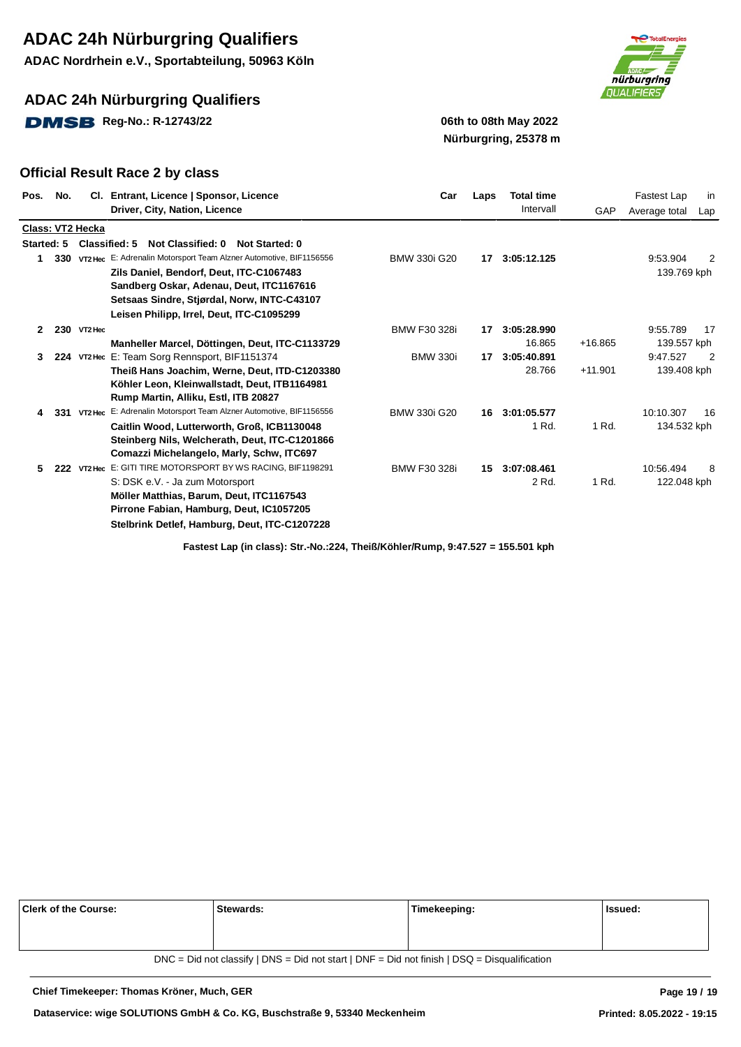# ADAC 24h Nürburgring Qualifiers

**ADAC Nordrhein e.V., Sportabteilung, 50963 Köln**

## ADAC 24h Nürburgring Qualifiers

**DMSB Reg-No.: R-12743/22**

**06th to 08th May 2022**
**Nürburgring, 25378 m**

## Official Result Race 2 by class

| Pos. | No. | Cl. | Entrant, Licence \| Sponsor, Licence / Driver, City, Nation, Licence | Car | Laps | Total time / Intervall | GAP | Fastest Lap / Average total | in Lap |
|---|---|---|---|---|---|---|---|---|---|
| **Class: VT2 Hecka** | | | | | | | | | |
| **Started: 5** | | | **Classified: 5 Not Classified: 0 Not Started: 0** | | | | | | |
| **1** | **330** | VT2 Hec | E: Adrenalin Motorsport Team Alzner Automotive, BIF1156556 | BMW 330i G20 | **17** | **3:05:12.125** | | 9:53.904 | 2 |
| | | | **Zils Daniel, Bendorf, Deut, ITC-C1067483** | | | | | 139.769 kph | |
| | | | **Sandberg Oskar, Adenau, Deut, ITC1167616** | | | | | | |
| | | | **Setsaas Sindre, Stjørdal, Norw, INTC-C43107** | | | | | | |
| | | | **Leisen Philipp, Irrel, Deut, ITC-C1095299** | | | | | | |
| **2** | **230** | VT2 Hec | | BMW F30 328i | **17** | **3:05:28.990** | | 9:55.789 | 17 |
| | | | **Manheller Marcel, Döttingen, Deut, ITC-C1133729** | | | 16.865 | +16.865 | 139.557 kph | |
| **3** | **224** | VT2 Hec | E: Team Sorg Rennsport, BIF1151374 | BMW 330i | **17** | **3:05:40.891** | | 9:47.527 | 2 |
| | | | **Theiß Hans Joachim, Werne, Deut, ITD-C1203380** | | | 28.766 | +11.901 | 139.408 kph | |
| | | | **Köhler Leon, Kleinwallstadt, Deut, ITB1164981** | | | | | | |
| | | | **Rump Martin, Alliku, Estl, ITB 20827** | | | | | | |
| **4** | **331** | VT2 Hec | E: Adrenalin Motorsport Team Alzner Automotive, BIF1156556 | BMW 330i G20 | **16** | **3:01:05.577** | | 10:10.307 | 16 |
| | | | **Caitlin Wood, Lutterworth, Groß, ICB1130048** | | | 1 Rd. | 1 Rd. | 134.532 kph | |
| | | | **Steinberg Nils, Welcherath, Deut, ITC-C1201866** | | | | | | |
| | | | **Comazzi Michelangelo, Marly, Schw, ITC697** | | | | | | |
| **5** | **222** | VT2 Hec | E: GITI TIRE MOTORSPORT BY WS RACING, BIF1198291 | BMW F30 328i | **15** | **3:07:08.461** | | 10:56.494 | 8 |
| | | | S: DSK e.V. - Ja zum Motorsport | | | 2 Rd. | 1 Rd. | 122.048 kph | |
| | | | **Möller Matthias, Barum, Deut, ITC1167543** | | | | | | |
| | | | **Pirrone Fabian, Hamburg, Deut, IC1057205** | | | | | | |
| | | | **Stelbrink Detlef, Hamburg, Deut, ITC-C1207228** | | | | | | |

**Fastest Lap (in class): Str.-No.:224, Theiß/Köhler/Rump, 9:47.527 = 155.501 kph**

| Clerk of the Course: | Stewards: | Timekeeping: | Issued: |
|---|---|---|---|
| | | | |

DNC = Did not classify | DNS = Did not start | DNF = Did not finish | DSQ = Disqualification

**Chief Timekeeper: Thomas Kröner, Much, GER**

**Dataservice: wige SOLUTIONS GmbH & Co. KG, Buschstraße 9, 53340 Meckenheim**

**Printed: 8.05.2022 - 19:15**